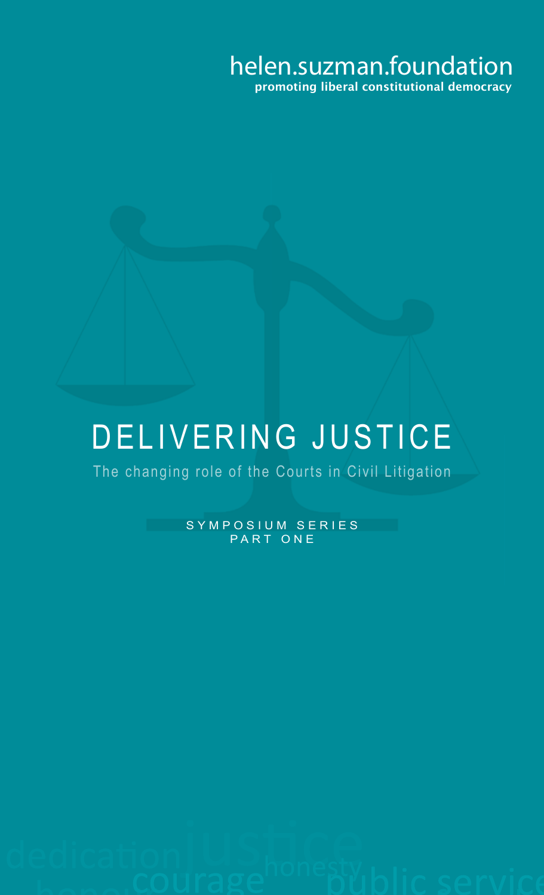helen.suzman.foundation

**promoting liberal constitutional democracy**

# DELIVERING JUSTICE

The changing role of the Courts in Civil Litigation

SYMPOSIUM SERIES
PART ONE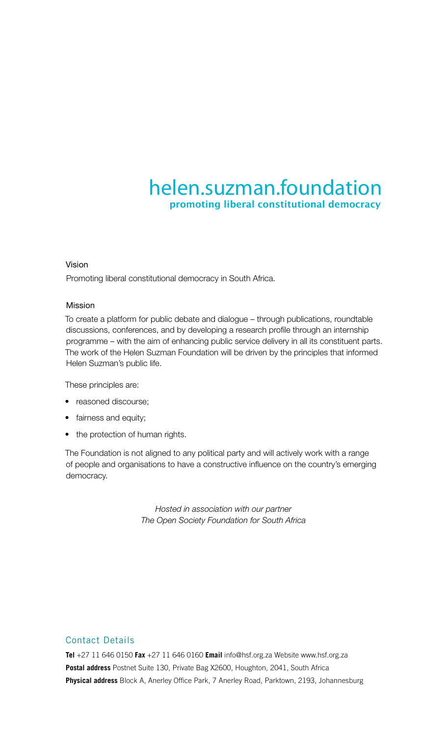# helen.suzman.foundation

**promoting liberal constitutional democracy**

Vision

Promoting liberal constitutional democracy in South Africa.

Mission

To create a platform for public debate and dialogue – through publications, roundtable discussions, conferences, and by developing a research profile through an internship programme – with the aim of enhancing public service delivery in all its constituent parts. The work of the Helen Suzman Foundation will be driven by the principles that informed Helen Suzman's public life.

These principles are:

- reasoned discourse;
- fairness and equity;
- the protection of human rights.

The Foundation is not aligned to any political party and will actively work with a range of people and organisations to have a constructive influence on the country's emerging democracy.

*Hosted in association with our partner*
*The Open Society Foundation for South Africa*

## Contact Details

**Tel** +27 11 646 0150 **Fax** +27 11 646 0160 **Email** info@hsf.org.za Website www.hsf.org.za
**Postal address** Postnet Suite 130, Private Bag X2600, Houghton, 2041, South Africa
**Physical address** Block A, Anerley Office Park, 7 Anerley Road, Parktown, 2193, Johannesburg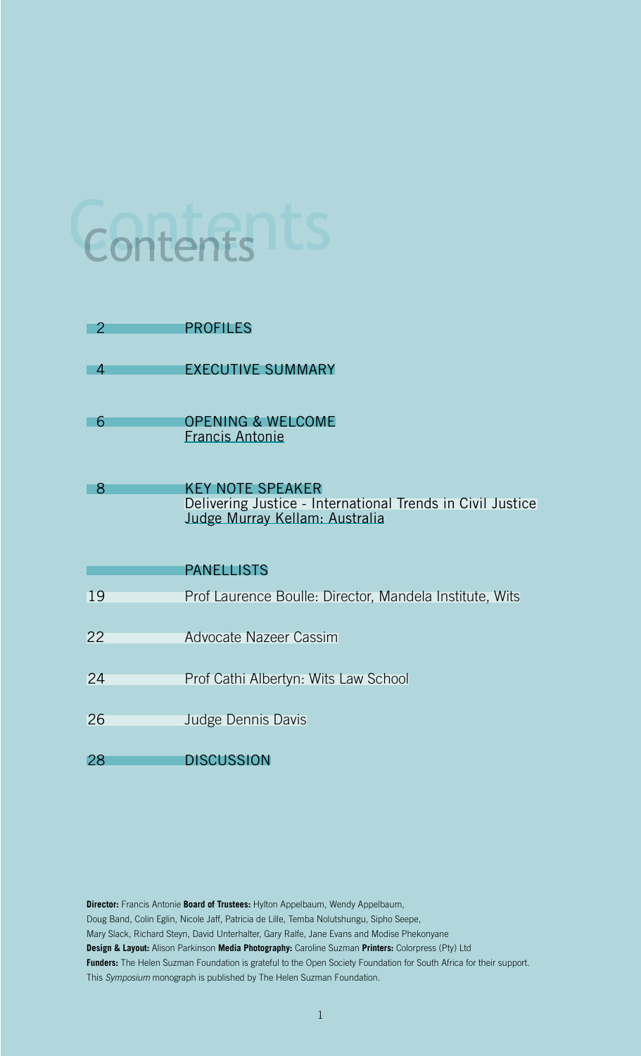# Contents

| | |
|---|---|
| 2 | PROFILES |
| 4 | EXECUTIVE SUMMARY |
| 6 | OPENING & WELCOME<br>Francis Antonie |
| 8 | KEY NOTE SPEAKER<br>Delivering Justice - International Trends in Civil Justice<br>Judge Murray Kellam: Australia |
| | PANELLISTS |
| 19 | Prof Laurence Boulle: Director, Mandela Institute, Wits |
| 22 | Advocate Nazeer Cassim |
| 24 | Prof Cathi Albertyn: Wits Law School |
| 26 | Judge Dennis Davis |
| 28 | DISCUSSION |

**Director:** Francis Antonie **Board of Trustees:** Hylton Appelbaum, Wendy Appelbaum, Doug Band, Colin Eglin, Nicole Jaff, Patricia de Lille, Temba Nolutshungu, Sipho Seepe, Mary Slack, Richard Steyn, David Unterhalter, Gary Ralfe, Jane Evans and Modise Phekonyane
**Design & Layout:** Alison Parkinson **Media Photography:** Caroline Suzman **Printers:** Colorpress (Pty) Ltd
**Funders:** The Helen Suzman Foundation is grateful to the Open Society Foundation for South Africa for their support.
This *Symposium* monograph is published by The Helen Suzman Foundation.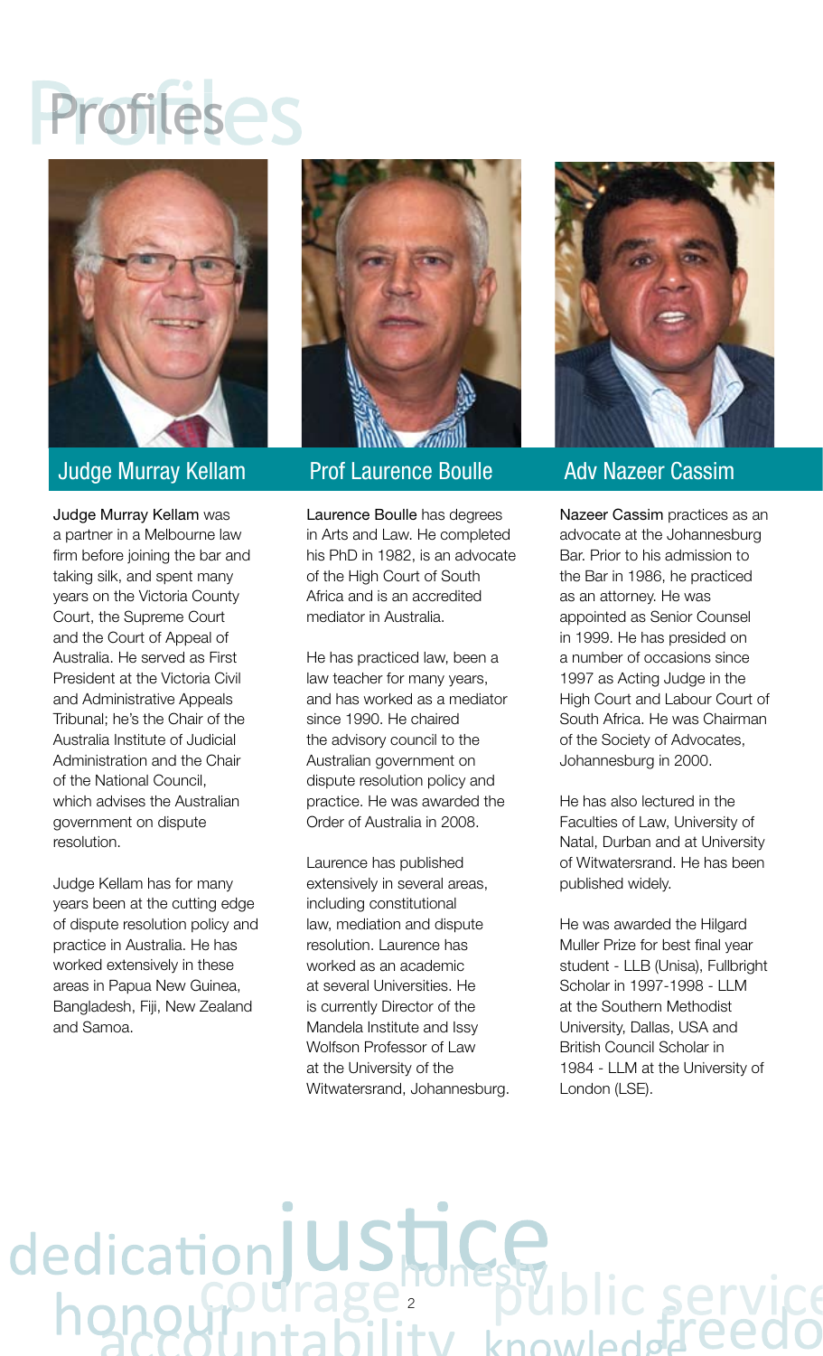# Profiles

## Judge Murray Kellam

Judge Murray Kellam was a partner in a Melbourne law firm before joining the bar and taking silk, and spent many years on the Victoria County Court, the Supreme Court and the Court of Appeal of Australia. He served as First President at the Victoria Civil and Administrative Appeals Tribunal; he's the Chair of the Australia Institute of Judicial Administration and the Chair of the National Council, which advises the Australian government on dispute resolution.

Judge Kellam has for many years been at the cutting edge of dispute resolution policy and practice in Australia. He has worked extensively in these areas in Papua New Guinea, Bangladesh, Fiji, New Zealand and Samoa.

## Prof Laurence Boulle

Laurence Boulle has degrees in Arts and Law. He completed his PhD in 1982, is an advocate of the High Court of South Africa and is an accredited mediator in Australia.

He has practiced law, been a law teacher for many years, and has worked as a mediator since 1990. He chaired the advisory council to the Australian government on dispute resolution policy and practice. He was awarded the Order of Australia in 2008.

Laurence has published extensively in several areas, including constitutional law, mediation and dispute resolution. Laurence has worked as an academic at several Universities. He is currently Director of the Mandela Institute and Issy Wolfson Professor of Law at the University of the Witwatersrand, Johannesburg.

## Adv Nazeer Cassim

Nazeer Cassim practices as an advocate at the Johannesburg Bar. Prior to his admission to the Bar in 1986, he practiced as an attorney. He was appointed as Senior Counsel in 1999. He has presided on a number of occasions since 1997 as Acting Judge in the High Court and Labour Court of South Africa. He was Chairman of the Society of Advocates, Johannesburg in 2000.

He has also lectured in the Faculties of Law, University of Natal, Durban and at University of Witwatersrand. He has been published widely.

He was awarded the Hilgard Muller Prize for best final year student - LLB (Unisa), Fullbright Scholar in 1997-1998 - LLM at the Southern Methodist University, Dallas, USA and British Council Scholar in 1984 - LLM at the University of London (LSE).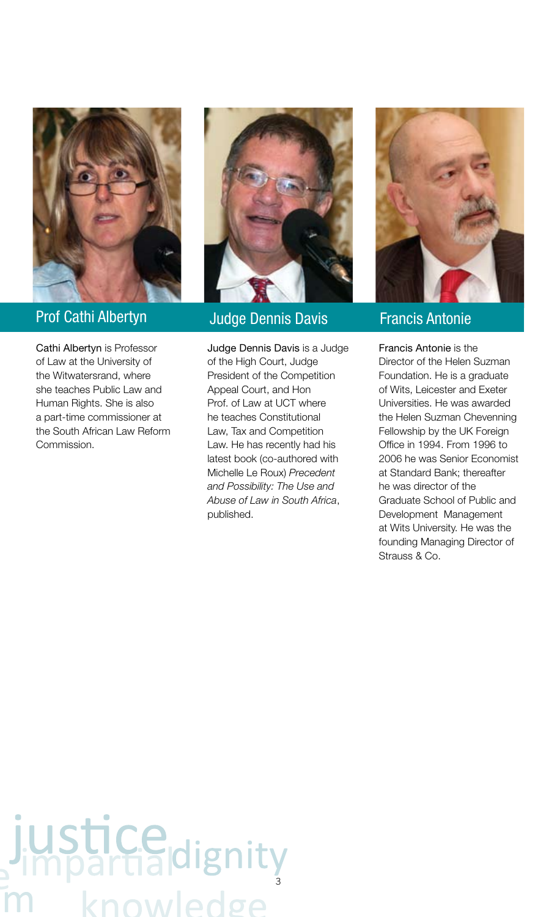## Prof Cathi Albertyn

Cathi Albertyn is Professor of Law at the University of the Witwatersrand, where she teaches Public Law and Human Rights. She is also a part-time commissioner at the South African Law Reform Commission.

## Judge Dennis Davis

Judge Dennis Davis is a Judge of the High Court, Judge President of the Competition Appeal Court, and Hon Prof. of Law at UCT where he teaches Constitutional Law, Tax and Competition Law. He has recently had his latest book (co-authored with Michelle Le Roux) *Precedent and Possibility: The Use and Abuse of Law in South Africa*, published.

## Francis Antonie

Francis Antonie is the Director of the Helen Suzman Foundation. He is a graduate of Wits, Leicester and Exeter Universities. He was awarded the Helen Suzman Chevenning Fellowship by the UK Foreign Office in 1994. From 1996 to 2006 he was Senior Economist at Standard Bank; thereafter he was director of the Graduate School of Public and Development Management at Wits University. He was the founding Managing Director of Strauss & Co.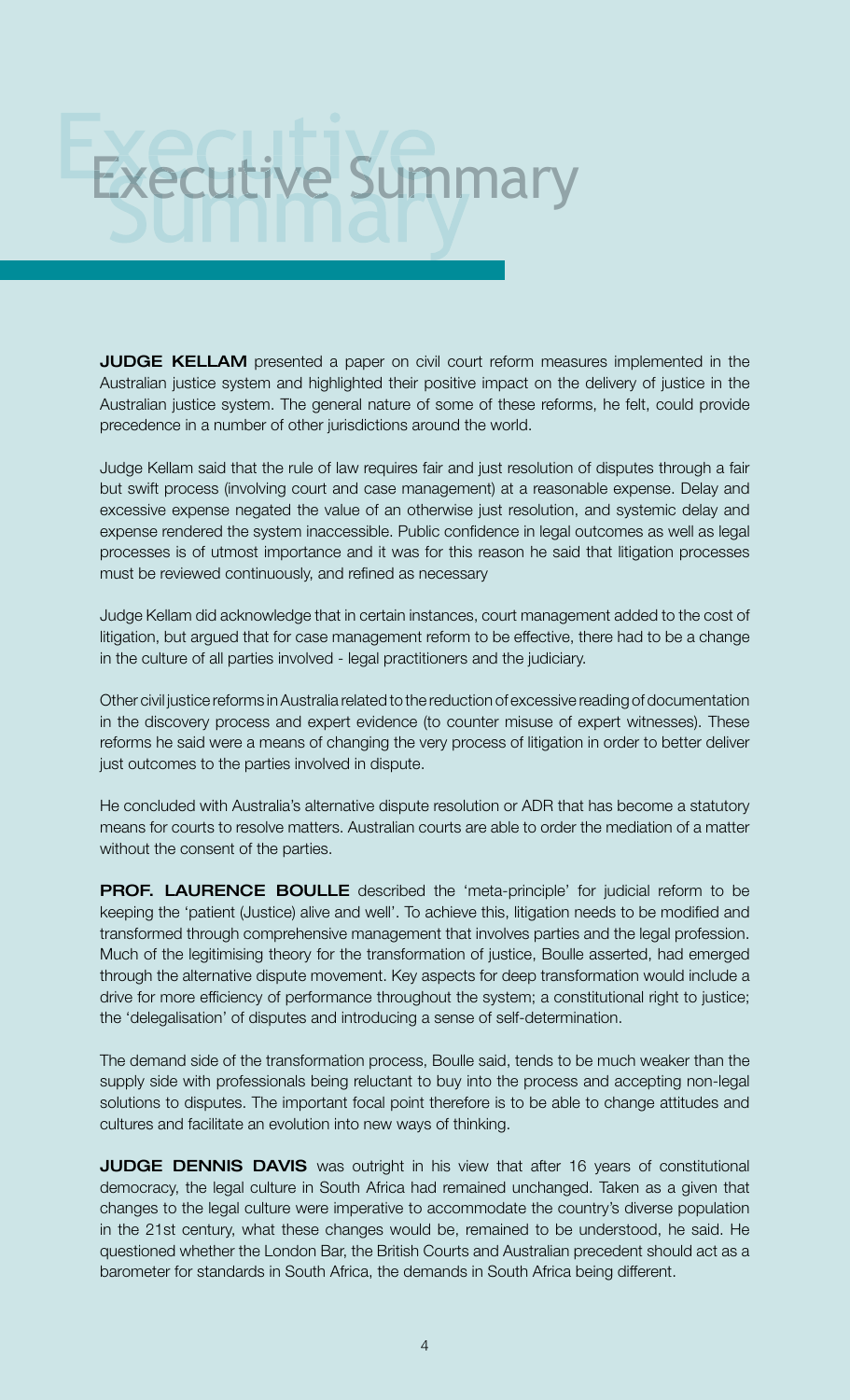# Executive Summary

**JUDGE KELLAM** presented a paper on civil court reform measures implemented in the Australian justice system and highlighted their positive impact on the delivery of justice in the Australian justice system. The general nature of some of these reforms, he felt, could provide precedence in a number of other jurisdictions around the world.

Judge Kellam said that the rule of law requires fair and just resolution of disputes through a fair but swift process (involving court and case management) at a reasonable expense. Delay and excessive expense negated the value of an otherwise just resolution, and systemic delay and expense rendered the system inaccessible. Public confidence in legal outcomes as well as legal processes is of utmost importance and it was for this reason he said that litigation processes must be reviewed continuously, and refined as necessary

Judge Kellam did acknowledge that in certain instances, court management added to the cost of litigation, but argued that for case management reform to be effective, there had to be a change in the culture of all parties involved - legal practitioners and the judiciary.

Other civil justice reforms in Australia related to the reduction of excessive reading of documentation in the discovery process and expert evidence (to counter misuse of expert witnesses). These reforms he said were a means of changing the very process of litigation in order to better deliver just outcomes to the parties involved in dispute.

He concluded with Australia's alternative dispute resolution or ADR that has become a statutory means for courts to resolve matters. Australian courts are able to order the mediation of a matter without the consent of the parties.

**PROF. LAURENCE BOULLE** described the 'meta-principle' for judicial reform to be keeping the 'patient (Justice) alive and well'. To achieve this, litigation needs to be modified and transformed through comprehensive management that involves parties and the legal profession. Much of the legitimising theory for the transformation of justice, Boulle asserted, had emerged through the alternative dispute movement. Key aspects for deep transformation would include a drive for more efficiency of performance throughout the system; a constitutional right to justice; the 'delegalisation' of disputes and introducing a sense of self-determination.

The demand side of the transformation process, Boulle said, tends to be much weaker than the supply side with professionals being reluctant to buy into the process and accepting non-legal solutions to disputes. The important focal point therefore is to be able to change attitudes and cultures and facilitate an evolution into new ways of thinking.

**JUDGE DENNIS DAVIS** was outright in his view that after 16 years of constitutional democracy, the legal culture in South Africa had remained unchanged. Taken as a given that changes to the legal culture were imperative to accommodate the country's diverse population in the 21st century, what these changes would be, remained to be understood, he said. He questioned whether the London Bar, the British Courts and Australian precedent should act as a barometer for standards in South Africa, the demands in South Africa being different.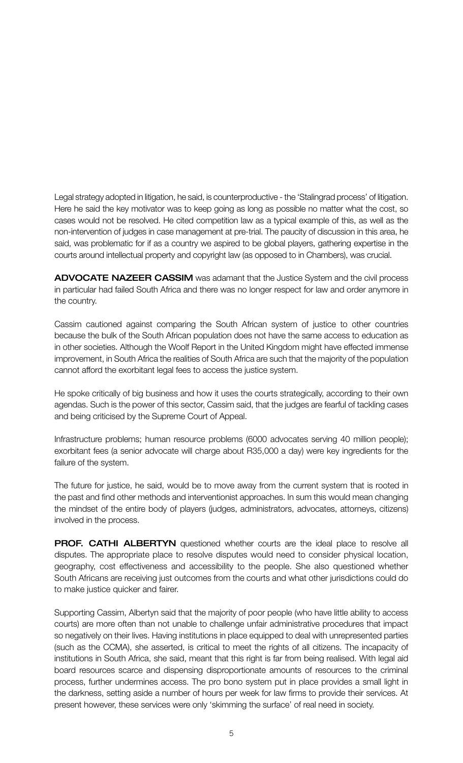Legal strategy adopted in litigation, he said, is counterproductive - the 'Stalingrad process' of litigation. Here he said the key motivator was to keep going as long as possible no matter what the cost, so cases would not be resolved. He cited competition law as a typical example of this, as well as the non-intervention of judges in case management at pre-trial. The paucity of discussion in this area, he said, was problematic for if as a country we aspired to be global players, gathering expertise in the courts around intellectual property and copyright law (as opposed to in Chambers), was crucial.

**ADVOCATE NAZEER CASSIM** was adamant that the Justice System and the civil process in particular had failed South Africa and there was no longer respect for law and order anymore in the country.

Cassim cautioned against comparing the South African system of justice to other countries because the bulk of the South African population does not have the same access to education as in other societies. Although the Woolf Report in the United Kingdom might have effected immense improvement, in South Africa the realities of South Africa are such that the majority of the population cannot afford the exorbitant legal fees to access the justice system.

He spoke critically of big business and how it uses the courts strategically, according to their own agendas. Such is the power of this sector, Cassim said, that the judges are fearful of tackling cases and being criticised by the Supreme Court of Appeal.

Infrastructure problems; human resource problems (6000 advocates serving 40 million people); exorbitant fees (a senior advocate will charge about R35,000 a day) were key ingredients for the failure of the system.

The future for justice, he said, would be to move away from the current system that is rooted in the past and find other methods and interventionist approaches. In sum this would mean changing the mindset of the entire body of players (judges, administrators, advocates, attorneys, citizens) involved in the process.

**PROF. CATHI ALBERTYN** questioned whether courts are the ideal place to resolve all disputes. The appropriate place to resolve disputes would need to consider physical location, geography, cost effectiveness and accessibility to the people. She also questioned whether South Africans are receiving just outcomes from the courts and what other jurisdictions could do to make justice quicker and fairer.

Supporting Cassim, Albertyn said that the majority of poor people (who have little ability to access courts) are more often than not unable to challenge unfair administrative procedures that impact so negatively on their lives. Having institutions in place equipped to deal with unrepresented parties (such as the CCMA), she asserted, is critical to meet the rights of all citizens. The incapacity of institutions in South Africa, she said, meant that this right is far from being realised. With legal aid board resources scarce and dispensing disproportionate amounts of resources to the criminal process, further undermines access. The pro bono system put in place provides a small light in the darkness, setting aside a number of hours per week for law firms to provide their services. At present however, these services were only 'skimming the surface' of real need in society.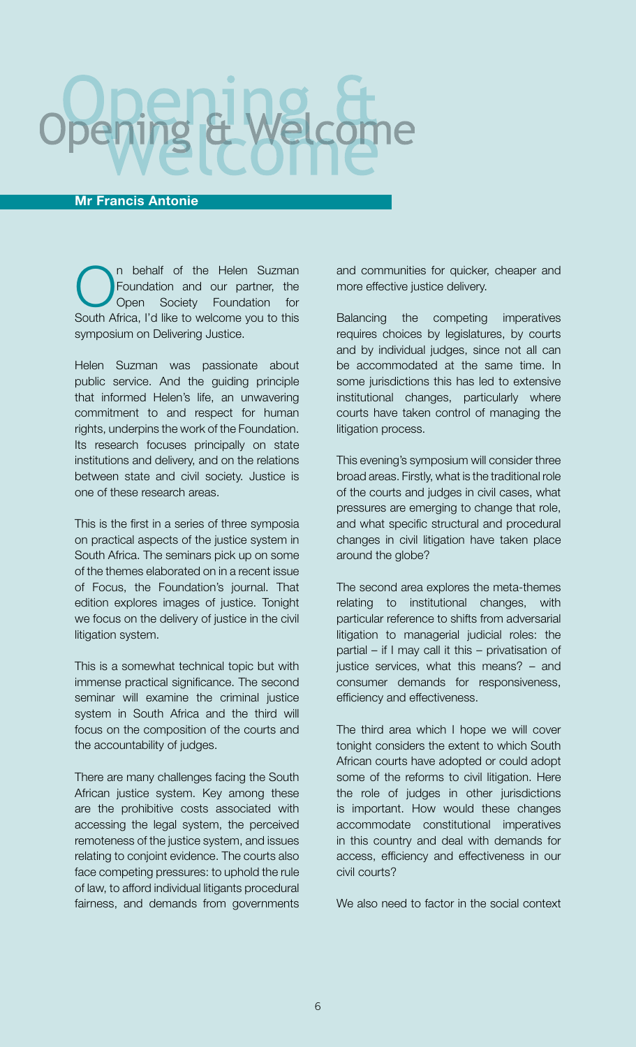# Opening & Welcome

**Mr Francis Antonie**

On behalf of the Helen Suzman Foundation and our partner, the Open Society Foundation for South Africa, I'd like to welcome you to this symposium on Delivering Justice.

Helen Suzman was passionate about public service. And the guiding principle that informed Helen's life, an unwavering commitment to and respect for human rights, underpins the work of the Foundation. Its research focuses principally on state institutions and delivery, and on the relations between state and civil society. Justice is one of these research areas.

This is the first in a series of three symposia on practical aspects of the justice system in South Africa. The seminars pick up on some of the themes elaborated on in a recent issue of Focus, the Foundation's journal. That edition explores images of justice. Tonight we focus on the delivery of justice in the civil litigation system.

This is a somewhat technical topic but with immense practical significance. The second seminar will examine the criminal justice system in South Africa and the third will focus on the composition of the courts and the accountability of judges.

There are many challenges facing the South African justice system. Key among these are the prohibitive costs associated with accessing the legal system, the perceived remoteness of the justice system, and issues relating to conjoint evidence. The courts also face competing pressures: to uphold the rule of law, to afford individual litigants procedural fairness, and demands from governments and communities for quicker, cheaper and more effective justice delivery.

Balancing the competing imperatives requires choices by legislatures, by courts and by individual judges, since not all can be accommodated at the same time. In some jurisdictions this has led to extensive institutional changes, particularly where courts have taken control of managing the litigation process.

This evening's symposium will consider three broad areas. Firstly, what is the traditional role of the courts and judges in civil cases, what pressures are emerging to change that role, and what specific structural and procedural changes in civil litigation have taken place around the globe?

The second area explores the meta-themes relating to institutional changes, with particular reference to shifts from adversarial litigation to managerial judicial roles: the partial – if I may call it this – privatisation of justice services, what this means? – and consumer demands for responsiveness, efficiency and effectiveness.

The third area which I hope we will cover tonight considers the extent to which South African courts have adopted or could adopt some of the reforms to civil litigation. Here the role of judges in other jurisdictions is important. How would these changes accommodate constitutional imperatives in this country and deal with demands for access, efficiency and effectiveness in our civil courts?

We also need to factor in the social context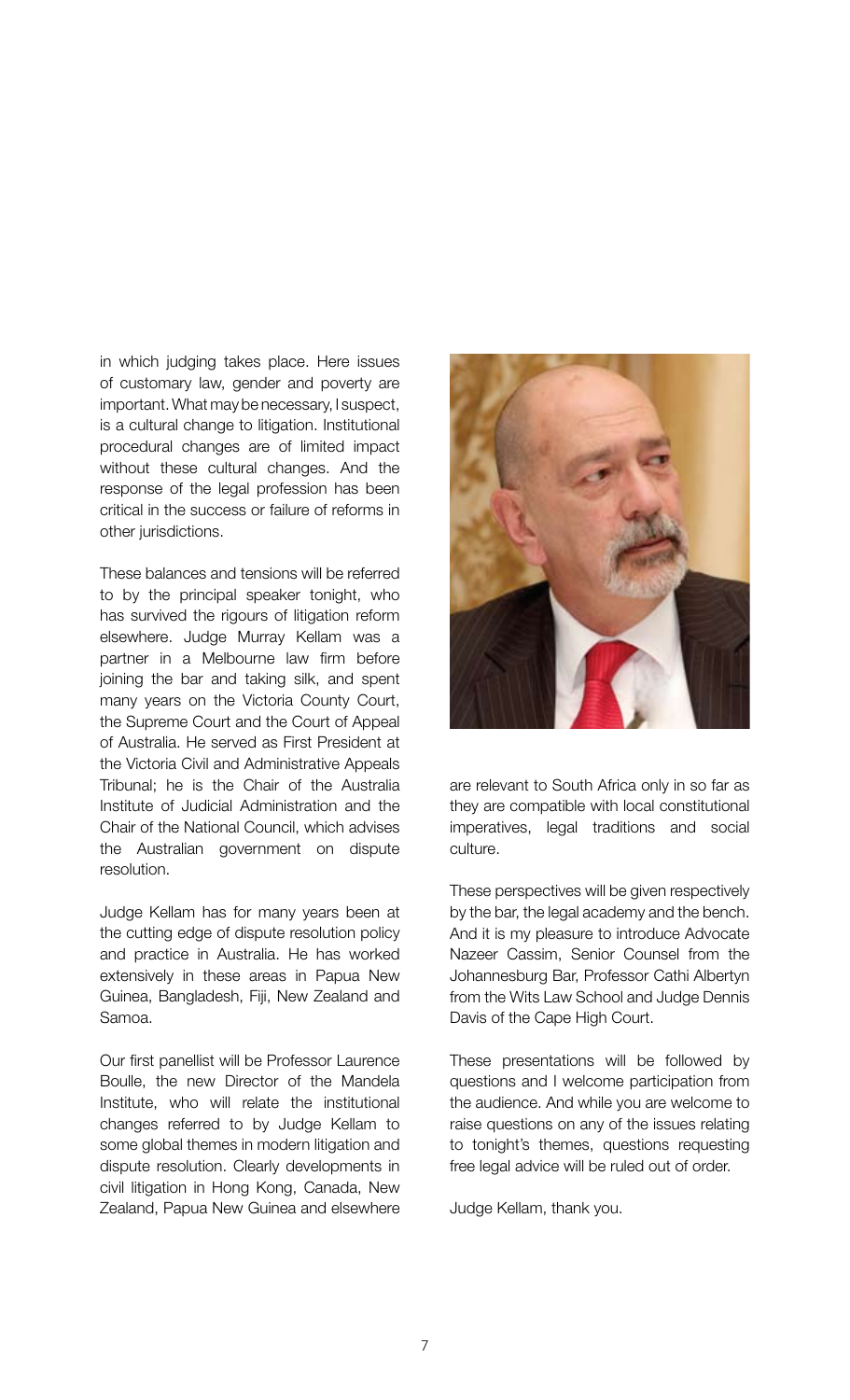in which judging takes place. Here issues of customary law, gender and poverty are important. What may be necessary, I suspect, is a cultural change to litigation. Institutional procedural changes are of limited impact without these cultural changes. And the response of the legal profession has been critical in the success or failure of reforms in other jurisdictions.

These balances and tensions will be referred to by the principal speaker tonight, who has survived the rigours of litigation reform elsewhere. Judge Murray Kellam was a partner in a Melbourne law firm before joining the bar and taking silk, and spent many years on the Victoria County Court, the Supreme Court and the Court of Appeal of Australia. He served as First President at the Victoria Civil and Administrative Appeals Tribunal; he is the Chair of the Australia Institute of Judicial Administration and the Chair of the National Council, which advises the Australian government on dispute resolution.

Judge Kellam has for many years been at the cutting edge of dispute resolution policy and practice in Australia. He has worked extensively in these areas in Papua New Guinea, Bangladesh, Fiji, New Zealand and Samoa.

Our first panellist will be Professor Laurence Boulle, the new Director of the Mandela Institute, who will relate the institutional changes referred to by Judge Kellam to some global themes in modern litigation and dispute resolution. Clearly developments in civil litigation in Hong Kong, Canada, New Zealand, Papua New Guinea and elsewhere are relevant to South Africa only in so far as they are compatible with local constitutional imperatives, legal traditions and social culture.

These perspectives will be given respectively by the bar, the legal academy and the bench. And it is my pleasure to introduce Advocate Nazeer Cassim, Senior Counsel from the Johannesburg Bar, Professor Cathi Albertyn from the Wits Law School and Judge Dennis Davis of the Cape High Court.

These presentations will be followed by questions and I welcome participation from the audience. And while you are welcome to raise questions on any of the issues relating to tonight's themes, questions requesting free legal advice will be ruled out of order.

Judge Kellam, thank you.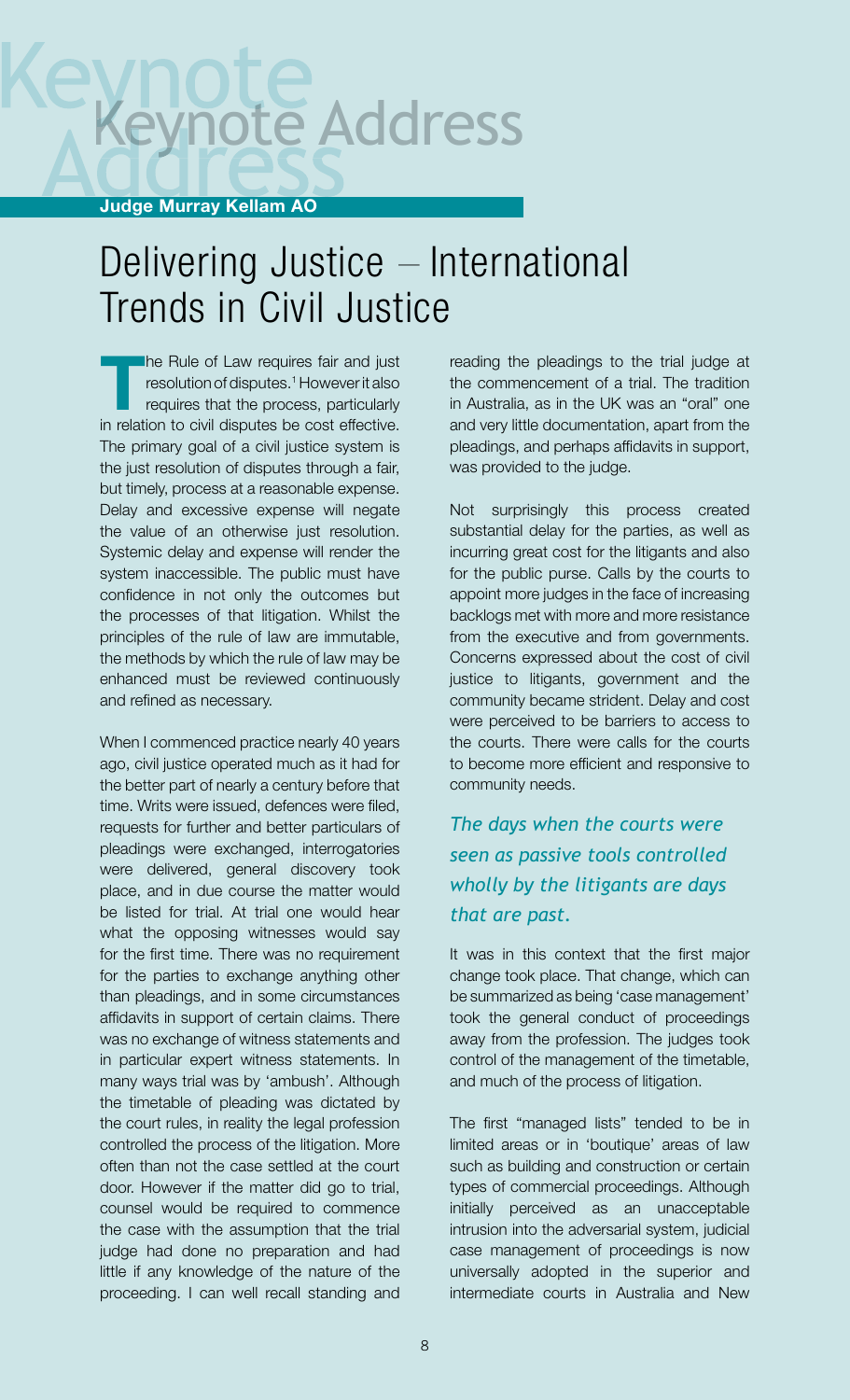# Keynote Address

**Judge Murray Kellam AO**

## Delivering Justice – International Trends in Civil Justice

The Rule of Law requires fair and just resolution of disputes.[1] However it also requires that the process, particularly in relation to civil disputes be cost effective. The primary goal of a civil justice system is the just resolution of disputes through a fair, but timely, process at a reasonable expense. Delay and excessive expense will negate the value of an otherwise just resolution. Systemic delay and expense will render the system inaccessible. The public must have confidence in not only the outcomes but the processes of that litigation. Whilst the principles of the rule of law are immutable, the methods by which the rule of law may be enhanced must be reviewed continuously and refined as necessary.

When I commenced practice nearly 40 years ago, civil justice operated much as it had for the better part of nearly a century before that time. Writs were issued, defences were filed, requests for further and better particulars of pleadings were exchanged, interrogatories were delivered, general discovery took place, and in due course the matter would be listed for trial. At trial one would hear what the opposing witnesses would say for the first time. There was no requirement for the parties to exchange anything other than pleadings, and in some circumstances affidavits in support of certain claims. There was no exchange of witness statements and in particular expert witness statements. In many ways trial was by 'ambush'. Although the timetable of pleading was dictated by the court rules, in reality the legal profession controlled the process of the litigation. More often than not the case settled at the court door. However if the matter did go to trial, counsel would be required to commence the case with the assumption that the trial judge had done no preparation and had little if any knowledge of the nature of the proceeding. I can well recall standing and reading the pleadings to the trial judge at the commencement of a trial. The tradition in Australia, as in the UK was an "oral" one and very little documentation, apart from the pleadings, and perhaps affidavits in support, was provided to the judge.

Not surprisingly this process created substantial delay for the parties, as well as incurring great cost for the litigants and also for the public purse. Calls by the courts to appoint more judges in the face of increasing backlogs met with more and more resistance from the executive and from governments. Concerns expressed about the cost of civil justice to litigants, government and the community became strident. Delay and cost were perceived to be barriers to access to the courts. There were calls for the courts to become more efficient and responsive to community needs.

*The days when the courts were seen as passive tools controlled wholly by the litigants are days that are past.*

It was in this context that the first major change took place. That change, which can be summarized as being 'case management' took the general conduct of proceedings away from the profession. The judges took control of the management of the timetable, and much of the process of litigation.

The first "managed lists" tended to be in limited areas or in 'boutique' areas of law such as building and construction or certain types of commercial proceedings. Although initially perceived as an unacceptable intrusion into the adversarial system, judicial case management of proceedings is now universally adopted in the superior and intermediate courts in Australia and New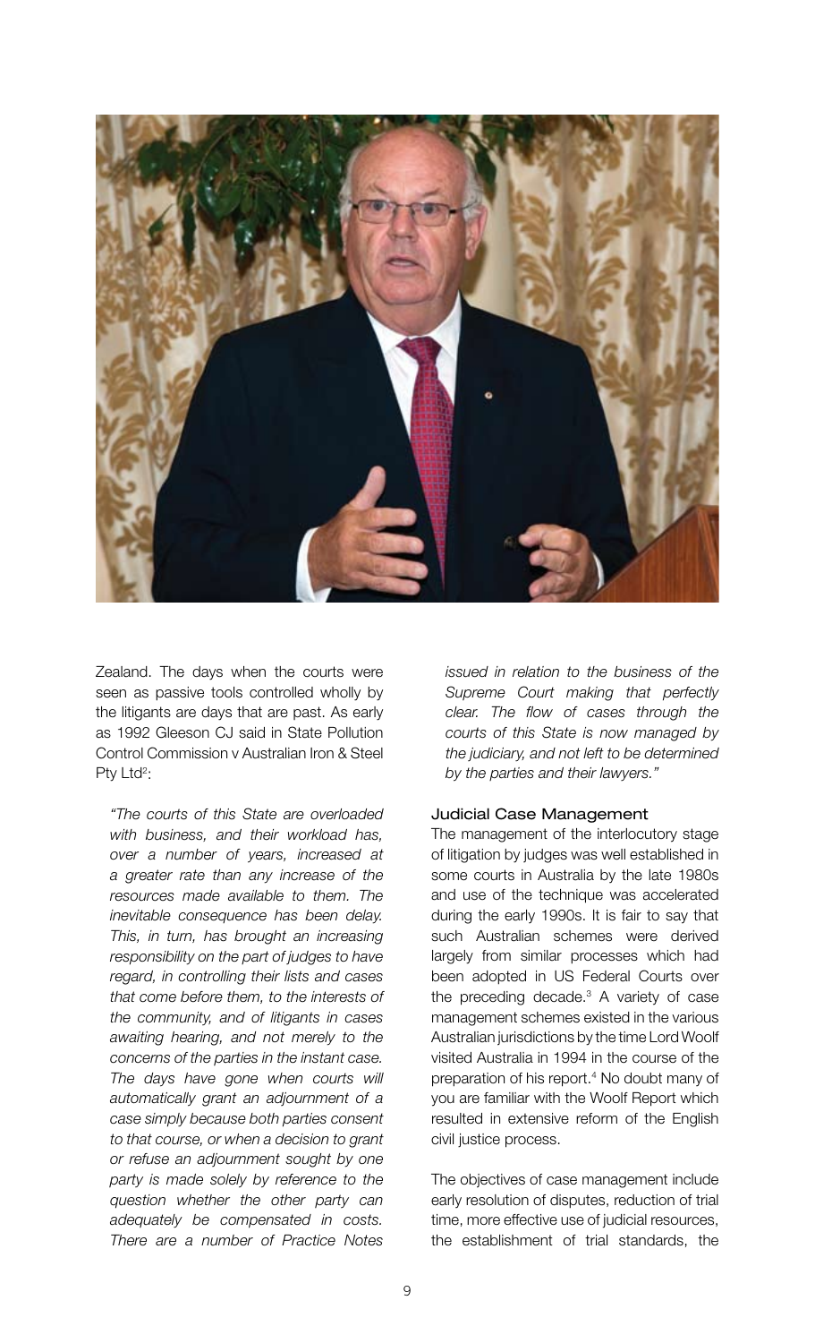Zealand. The days when the courts were seen as passive tools controlled wholly by the litigants are days that are past. As early as 1992 Gleeson CJ said in State Pollution Control Commission v Australian Iron & Steel Pty Ltd[2]:

> *"The courts of this State are overloaded with business, and their workload has, over a number of years, increased at a greater rate than any increase of the resources made available to them. The inevitable consequence has been delay. This, in turn, has brought an increasing responsibility on the part of judges to have regard, in controlling their lists and cases that come before them, to the interests of the community, and of litigants in cases awaiting hearing, and not merely to the concerns of the parties in the instant case. The days have gone when courts will automatically grant an adjournment of a case simply because both parties consent to that course, or when a decision to grant or refuse an adjournment sought by one party is made solely by reference to the question whether the other party can adequately be compensated in costs. There are a number of Practice Notes issued in relation to the business of the Supreme Court making that perfectly clear. The flow of cases through the courts of this State is now managed by the judiciary, and not left to be determined by the parties and their lawyers."*

### Judicial Case Management

The management of the interlocutory stage of litigation by judges was well established in some courts in Australia by the late 1980s and use of the technique was accelerated during the early 1990s. It is fair to say that such Australian schemes were derived largely from similar processes which had been adopted in US Federal Courts over the preceding decade.[3] A variety of case management schemes existed in the various Australian jurisdictions by the time Lord Woolf visited Australia in 1994 in the course of the preparation of his report.[4] No doubt many of you are familiar with the Woolf Report which resulted in extensive reform of the English civil justice process.

The objectives of case management include early resolution of disputes, reduction of trial time, more effective use of judicial resources, the establishment of trial standards, the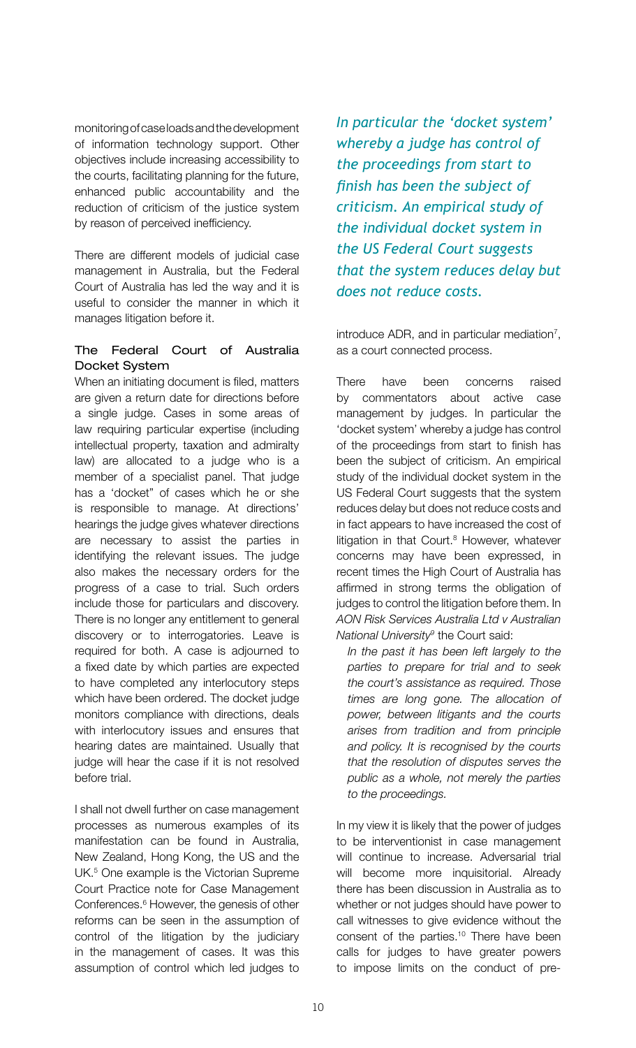monitoring of case loads and the development of information technology support. Other objectives include increasing accessibility to the courts, facilitating planning for the future, enhanced public accountability and the reduction of criticism of the justice system by reason of perceived inefficiency.

There are different models of judicial case management in Australia, but the Federal Court of Australia has led the way and it is useful to consider the manner in which it manages litigation before it.

### The Federal Court of Australia Docket System

When an initiating document is filed, matters are given a return date for directions before a single judge. Cases in some areas of law requiring particular expertise (including intellectual property, taxation and admiralty law) are allocated to a judge who is a member of a specialist panel. That judge has a 'docket" of cases which he or she is responsible to manage. At directions' hearings the judge gives whatever directions are necessary to assist the parties in identifying the relevant issues. The judge also makes the necessary orders for the progress of a case to trial. Such orders include those for particulars and discovery. There is no longer any entitlement to general discovery or to interrogatories. Leave is required for both. A case is adjourned to a fixed date by which parties are expected to have completed any interlocutory steps which have been ordered. The docket judge monitors compliance with directions, deals with interlocutory issues and ensures that hearing dates are maintained. Usually that judge will hear the case if it is not resolved before trial.

I shall not dwell further on case management processes as numerous examples of its manifestation can be found in Australia, New Zealand, Hong Kong, the US and the UK.[5] One example is the Victorian Supreme Court Practice note for Case Management Conferences.[6] However, the genesis of other reforms can be seen in the assumption of control of the litigation by the judiciary in the management of cases. It was this assumption of control which led judges to introduce ADR, and in particular mediation[7], as a court connected process.

*In particular the 'docket system' whereby a judge has control of the proceedings from start to finish has been the subject of criticism. An empirical study of the individual docket system in the US Federal Court suggests that the system reduces delay but does not reduce costs.*

There have been concerns raised by commentators about active case management by judges. In particular the 'docket system' whereby a judge has control of the proceedings from start to finish has been the subject of criticism. An empirical study of the individual docket system in the US Federal Court suggests that the system reduces delay but does not reduce costs and in fact appears to have increased the cost of litigation in that Court.[8] However, whatever concerns may have been expressed, in recent times the High Court of Australia has affirmed in strong terms the obligation of judges to control the litigation before them. In *AON Risk Services Australia Ltd v Australian National University*[9] the Court said:

> *In the past it has been left largely to the parties to prepare for trial and to seek the court's assistance as required. Those times are long gone. The allocation of power, between litigants and the courts arises from tradition and from principle and policy. It is recognised by the courts that the resolution of disputes serves the public as a whole, not merely the parties to the proceedings.*

In my view it is likely that the power of judges to be interventionist in case management will continue to increase. Adversarial trial will become more inquisitorial. Already there has been discussion in Australia as to whether or not judges should have power to call witnesses to give evidence without the consent of the parties.[10] There have been calls for judges to have greater powers to impose limits on the conduct of pre-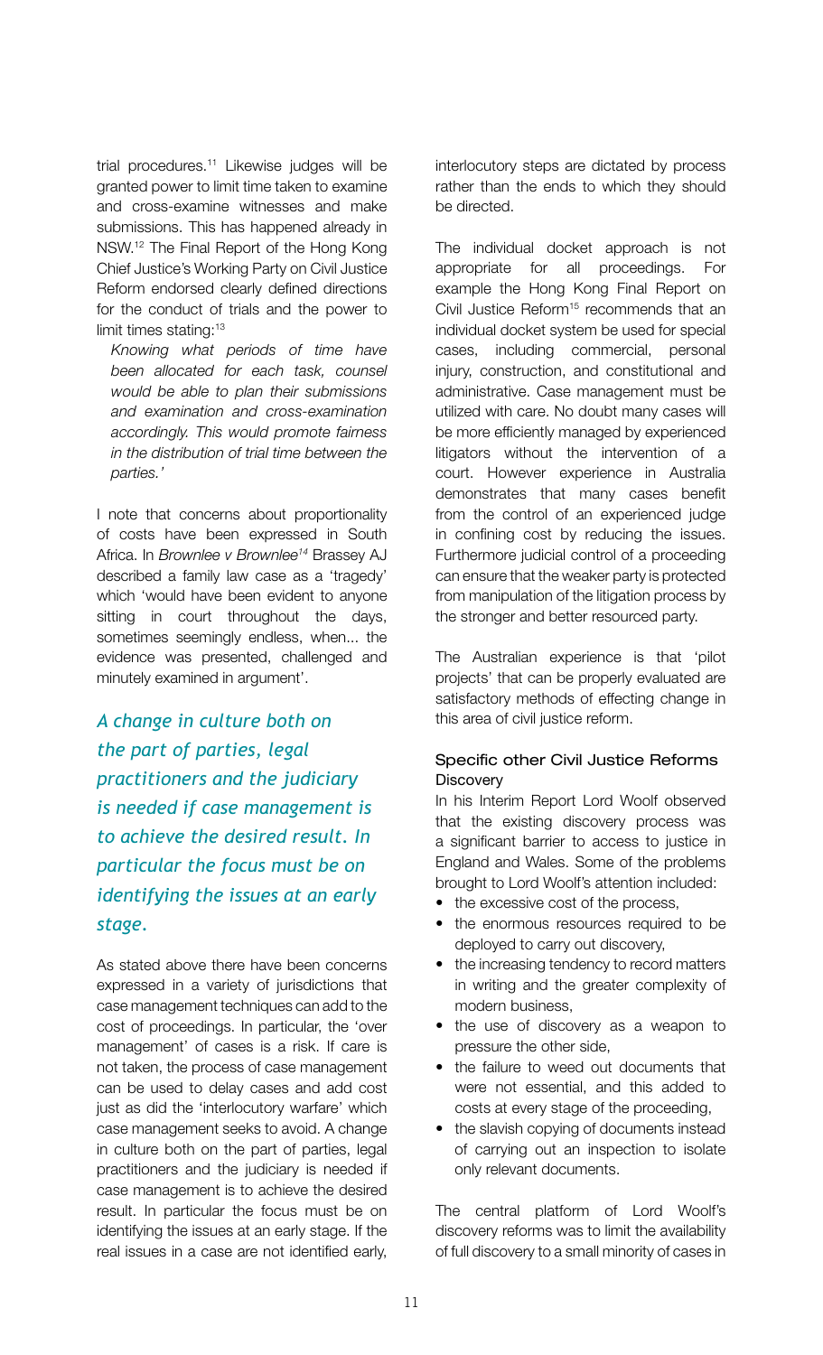trial procedures.[11] Likewise judges will be granted power to limit time taken to examine and cross-examine witnesses and make submissions. This has happened already in NSW.[12] The Final Report of the Hong Kong Chief Justice's Working Party on Civil Justice Reform endorsed clearly defined directions for the conduct of trials and the power to limit times stating:[13]

> *Knowing what periods of time have been allocated for each task, counsel would be able to plan their submissions and examination and cross-examination accordingly. This would promote fairness in the distribution of trial time between the parties.'*

I note that concerns about proportionality of costs have been expressed in South Africa. In *Brownlee v Brownlee*[14] Brassey AJ described a family law case as a 'tragedy' which 'would have been evident to anyone sitting in court throughout the days, sometimes seemingly endless, when... the evidence was presented, challenged and minutely examined in argument'.

*A change in culture both on the part of parties, legal practitioners and the judiciary is needed if case management is to achieve the desired result. In particular the focus must be on identifying the issues at an early stage.*

As stated above there have been concerns expressed in a variety of jurisdictions that case management techniques can add to the cost of proceedings. In particular, the 'over management' of cases is a risk. If care is not taken, the process of case management can be used to delay cases and add cost just as did the 'interlocutory warfare' which case management seeks to avoid. A change in culture both on the part of parties, legal practitioners and the judiciary is needed if case management is to achieve the desired result. In particular the focus must be on identifying the issues at an early stage. If the real issues in a case are not identified early, interlocutory steps are dictated by process rather than the ends to which they should be directed.

The individual docket approach is not appropriate for all proceedings. For example the Hong Kong Final Report on Civil Justice Reform[15] recommends that an individual docket system be used for special cases, including commercial, personal injury, construction, and constitutional and administrative. Case management must be utilized with care. No doubt many cases will be more efficiently managed by experienced litigators without the intervention of a court. However experience in Australia demonstrates that many cases benefit from the control of an experienced judge in confining cost by reducing the issues. Furthermore judicial control of a proceeding can ensure that the weaker party is protected from manipulation of the litigation process by the stronger and better resourced party.

The Australian experience is that 'pilot projects' that can be properly evaluated are satisfactory methods of effecting change in this area of civil justice reform.

### Specific other Civil Justice Reforms

#### Discovery

In his Interim Report Lord Woolf observed that the existing discovery process was a significant barrier to access to justice in England and Wales. Some of the problems brought to Lord Woolf's attention included:

- the excessive cost of the process,
- the enormous resources required to be deployed to carry out discovery,
- the increasing tendency to record matters in writing and the greater complexity of modern business,
- the use of discovery as a weapon to pressure the other side,
- the failure to weed out documents that were not essential, and this added to costs at every stage of the proceeding,
- the slavish copying of documents instead of carrying out an inspection to isolate only relevant documents.

The central platform of Lord Woolf's discovery reforms was to limit the availability of full discovery to a small minority of cases in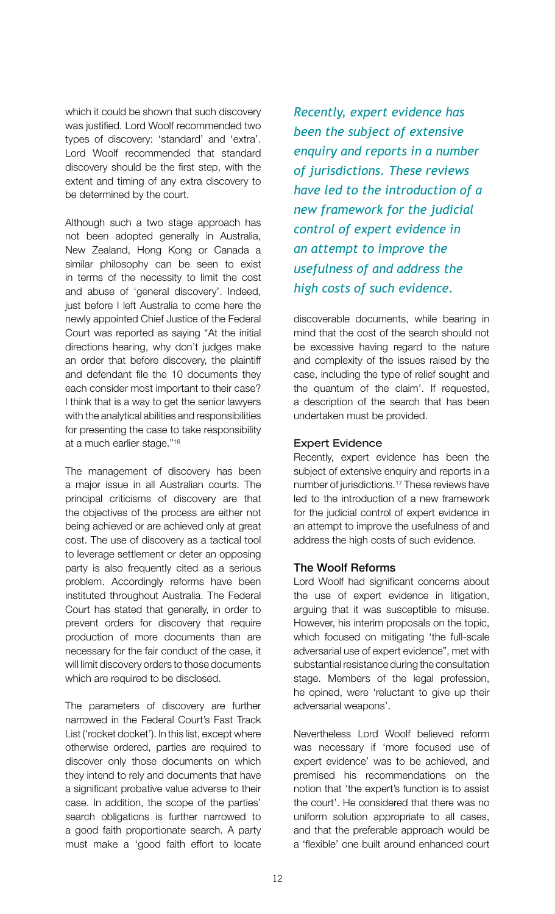which it could be shown that such discovery was justified. Lord Woolf recommended two types of discovery: 'standard' and 'extra'. Lord Woolf recommended that standard discovery should be the first step, with the extent and timing of any extra discovery to be determined by the court.

Although such a two stage approach has not been adopted generally in Australia, New Zealand, Hong Kong or Canada a similar philosophy can be seen to exist in terms of the necessity to limit the cost and abuse of 'general discovery'. Indeed, just before I left Australia to come here the newly appointed Chief Justice of the Federal Court was reported as saying "At the initial directions hearing, why don't judges make an order that before discovery, the plaintiff and defendant file the 10 documents they each consider most important to their case? I think that is a way to get the senior lawyers with the analytical abilities and responsibilities for presenting the case to take responsibility at a much earlier stage."[16]

The management of discovery has been a major issue in all Australian courts. The principal criticisms of discovery are that the objectives of the process are either not being achieved or are achieved only at great cost. The use of discovery as a tactical tool to leverage settlement or deter an opposing party is also frequently cited as a serious problem. Accordingly reforms have been instituted throughout Australia. The Federal Court has stated that generally, in order to prevent orders for discovery that require production of more documents than are necessary for the fair conduct of the case, it will limit discovery orders to those documents which are required to be disclosed.

The parameters of discovery are further narrowed in the Federal Court's Fast Track List ('rocket docket'). In this list, except where otherwise ordered, parties are required to discover only those documents on which they intend to rely and documents that have a significant probative value adverse to their case. In addition, the scope of the parties' search obligations is further narrowed to a good faith proportionate search. A party must make a 'good faith effort to locate discoverable documents, while bearing in mind that the cost of the search should not be excessive having regard to the nature and complexity of the issues raised by the case, including the type of relief sought and the quantum of the claim'. If requested, a description of the search that has been undertaken must be provided.

*Recently, expert evidence has been the subject of extensive enquiry and reports in a number of jurisdictions. These reviews have led to the introduction of a new framework for the judicial control of expert evidence in an attempt to improve the usefulness of and address the high costs of such evidence.*

### Expert Evidence

Recently, expert evidence has been the subject of extensive enquiry and reports in a number of jurisdictions.[17] These reviews have led to the introduction of a new framework for the judicial control of expert evidence in an attempt to improve the usefulness of and address the high costs of such evidence.

### The Woolf Reforms

Lord Woolf had significant concerns about the use of expert evidence in litigation, arguing that it was susceptible to misuse. However, his interim proposals on the topic, which focused on mitigating 'the full-scale adversarial use of expert evidence", met with substantial resistance during the consultation stage. Members of the legal profession, he opined, were 'reluctant to give up their adversarial weapons'.

Nevertheless Lord Woolf believed reform was necessary if 'more focused use of expert evidence' was to be achieved, and premised his recommendations on the notion that 'the expert's function is to assist the court'. He considered that there was no uniform solution appropriate to all cases, and that the preferable approach would be a 'flexible' one built around enhanced court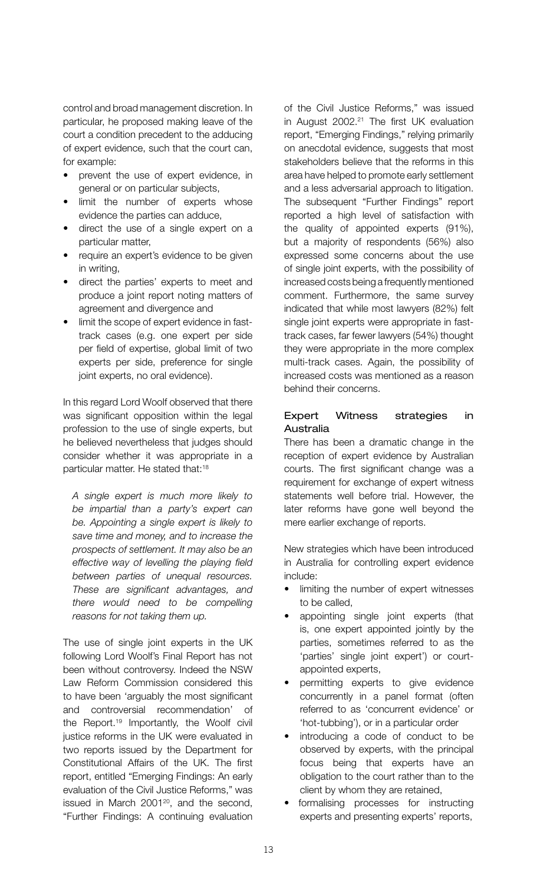control and broad management discretion. In particular, he proposed making leave of the court a condition precedent to the adducing of expert evidence, such that the court can, for example:

- prevent the use of expert evidence, in general or on particular subjects,
- limit the number of experts whose evidence the parties can adduce,
- direct the use of a single expert on a particular matter,
- require an expert's evidence to be given in writing,
- direct the parties' experts to meet and produce a joint report noting matters of agreement and divergence and
- limit the scope of expert evidence in fast-track cases (e.g. one expert per side per field of expertise, global limit of two experts per side, preference for single joint experts, no oral evidence).

In this regard Lord Woolf observed that there was significant opposition within the legal profession to the use of single experts, but he believed nevertheless that judges should consider whether it was appropriate in a particular matter. He stated that:[18]

> *A single expert is much more likely to be impartial than a party's expert can be. Appointing a single expert is likely to save time and money, and to increase the prospects of settlement. It may also be an effective way of levelling the playing field between parties of unequal resources. These are significant advantages, and there would need to be compelling reasons for not taking them up.*

The use of single joint experts in the UK following Lord Woolf's Final Report has not been without controversy. Indeed the NSW Law Reform Commission considered this to have been 'arguably the most significant and controversial recommendation' of the Report.[19] Importantly, the Woolf civil justice reforms in the UK were evaluated in two reports issued by the Department for Constitutional Affairs of the UK. The first report, entitled "Emerging Findings: An early evaluation of the Civil Justice Reforms," was issued in March 2001[20], and the second, "Further Findings: A continuing evaluation of the Civil Justice Reforms," was issued in August 2002.[21] The first UK evaluation report, "Emerging Findings," relying primarily on anecdotal evidence, suggests that most stakeholders believe that the reforms in this area have helped to promote early settlement and a less adversarial approach to litigation. The subsequent "Further Findings" report reported a high level of satisfaction with the quality of appointed experts (91%), but a majority of respondents (56%) also expressed some concerns about the use of single joint experts, with the possibility of increased costs being a frequently mentioned comment. Furthermore, the same survey indicated that while most lawyers (82%) felt single joint experts were appropriate in fast-track cases, far fewer lawyers (54%) thought they were appropriate in the more complex multi-track cases. Again, the possibility of increased costs was mentioned as a reason behind their concerns.

### Expert Witness strategies in Australia

There has been a dramatic change in the reception of expert evidence by Australian courts. The first significant change was a requirement for exchange of expert witness statements well before trial. However, the later reforms have gone well beyond the mere earlier exchange of reports.

New strategies which have been introduced in Australia for controlling expert evidence include:

- limiting the number of expert witnesses to be called,
- appointing single joint experts (that is, one expert appointed jointly by the parties, sometimes referred to as the 'parties' single joint expert') or court-appointed experts,
- permitting experts to give evidence concurrently in a panel format (often referred to as 'concurrent evidence' or 'hot-tubbing'), or in a particular order
- introducing a code of conduct to be observed by experts, with the principal focus being that experts have an obligation to the court rather than to the client by whom they are retained,
- formalising processes for instructing experts and presenting experts' reports,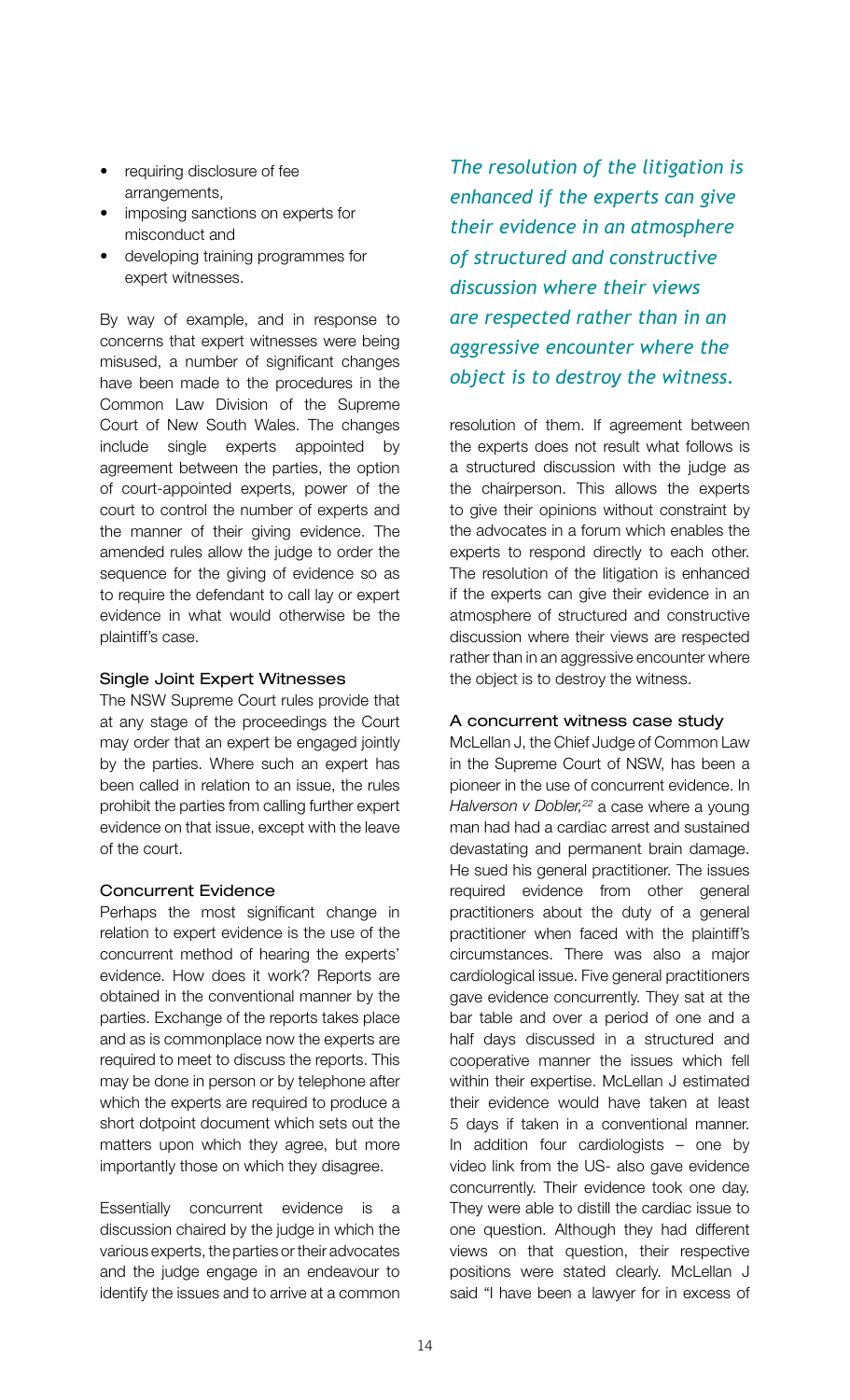- requiring disclosure of fee arrangements,
- imposing sanctions on experts for misconduct and
- developing training programmes for expert witnesses.

By way of example, and in response to concerns that expert witnesses were being misused, a number of significant changes have been made to the procedures in the Common Law Division of the Supreme Court of New South Wales. The changes include single experts appointed by agreement between the parties, the option of court-appointed experts, power of the court to control the number of experts and the manner of their giving evidence. The amended rules allow the judge to order the sequence for the giving of evidence so as to require the defendant to call lay or expert evidence in what would otherwise be the plaintiff's case.

### Single Joint Expert Witnesses

The NSW Supreme Court rules provide that at any stage of the proceedings the Court may order that an expert be engaged jointly by the parties. Where such an expert has been called in relation to an issue, the rules prohibit the parties from calling further expert evidence on that issue, except with the leave of the court.

### Concurrent Evidence

Perhaps the most significant change in relation to expert evidence is the use of the concurrent method of hearing the experts' evidence. How does it work? Reports are obtained in the conventional manner by the parties. Exchange of the reports takes place and as is commonplace now the experts are required to meet to discuss the reports. This may be done in person or by telephone after which the experts are required to produce a short dotpoint document which sets out the matters upon which they agree, but more importantly those on which they disagree.

Essentially concurrent evidence is a discussion chaired by the judge in which the various experts, the parties or their advocates and the judge engage in an endeavour to identify the issues and to arrive at a common resolution of them. If agreement between the experts does not result what follows is a structured discussion with the judge as the chairperson. This allows the experts to give their opinions without constraint by the advocates in a forum which enables the experts to respond directly to each other. The resolution of the litigation is enhanced if the experts can give their evidence in an atmosphere of structured and constructive discussion where their views are respected rather than in an aggressive encounter where the object is to destroy the witness.

*The resolution of the litigation is enhanced if the experts can give their evidence in an atmosphere of structured and constructive discussion where their views are respected rather than in an aggressive encounter where the object is to destroy the witness.*

### A concurrent witness case study

McLellan J, the Chief Judge of Common Law in the Supreme Court of NSW, has been a pioneer in the use of concurrent evidence. In *Halverson v Dobler,*[22] a case where a young man had had a cardiac arrest and sustained devastating and permanent brain damage. He sued his general practitioner. The issues required evidence from other general practitioners about the duty of a general practitioner when faced with the plaintiff's circumstances. There was also a major cardiological issue. Five general practitioners gave evidence concurrently. They sat at the bar table and over a period of one and a half days discussed in a structured and cooperative manner the issues which fell within their expertise. McLellan J estimated their evidence would have taken at least 5 days if taken in a conventional manner. In addition four cardiologists – one by video link from the US- also gave evidence concurrently. Their evidence took one day. They were able to distill the cardiac issue to one question. Although they had different views on that question, their respective positions were stated clearly. McLellan J said "I have been a lawyer for in excess of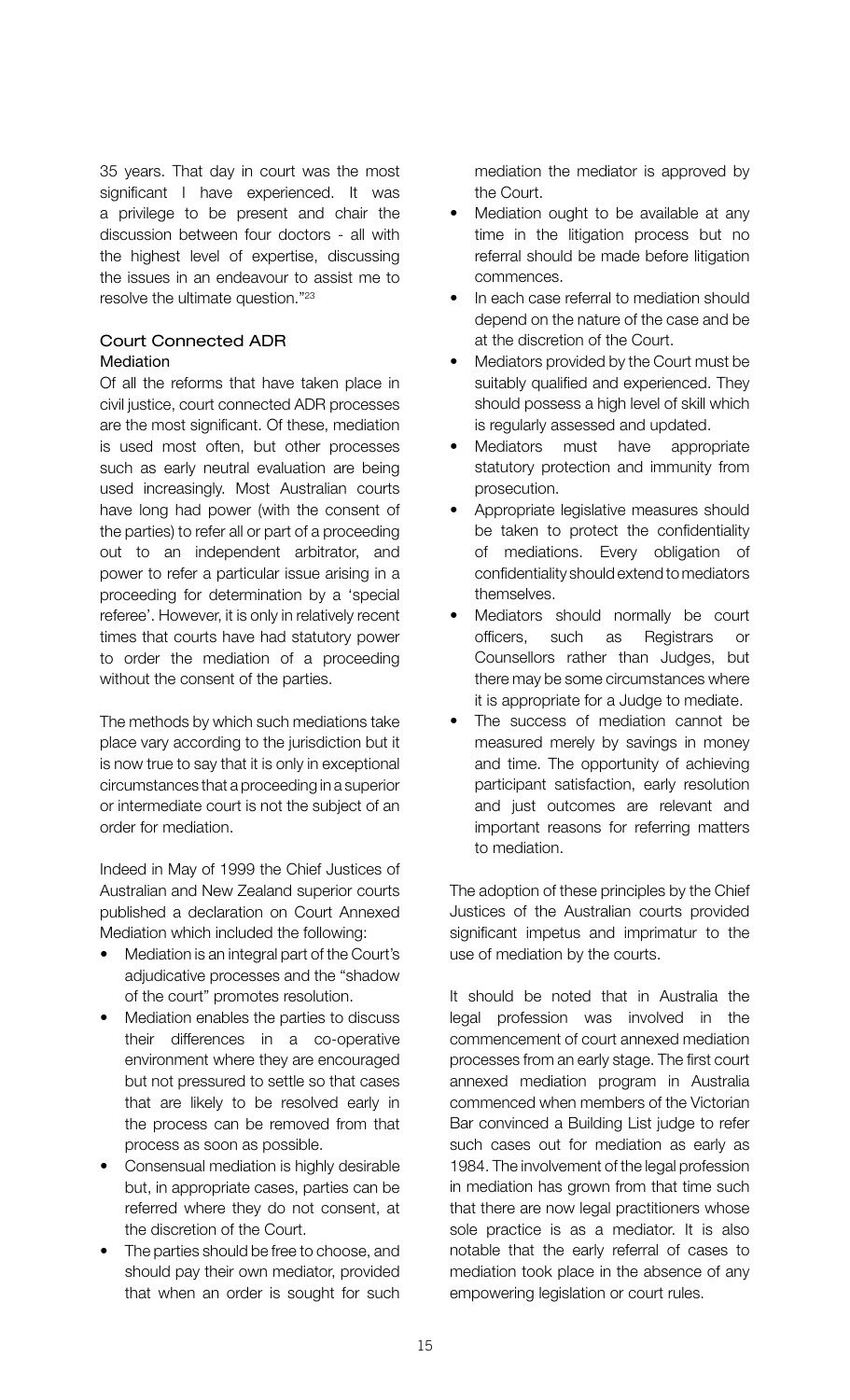35 years. That day in court was the most significant I have experienced. It was a privilege to be present and chair the discussion between four doctors - all with the highest level of expertise, discussing the issues in an endeavour to assist me to resolve the ultimate question."[23]

### Court Connected ADR

#### Mediation

Of all the reforms that have taken place in civil justice, court connected ADR processes are the most significant. Of these, mediation is used most often, but other processes such as early neutral evaluation are being used increasingly. Most Australian courts have long had power (with the consent of the parties) to refer all or part of a proceeding out to an independent arbitrator, and power to refer a particular issue arising in a proceeding for determination by a 'special referee'. However, it is only in relatively recent times that courts have had statutory power to order the mediation of a proceeding without the consent of the parties.

The methods by which such mediations take place vary according to the jurisdiction but it is now true to say that it is only in exceptional circumstances that a proceeding in a superior or intermediate court is not the subject of an order for mediation.

Indeed in May of 1999 the Chief Justices of Australian and New Zealand superior courts published a declaration on Court Annexed Mediation which included the following:

- Mediation is an integral part of the Court's adjudicative processes and the "shadow of the court" promotes resolution.
- Mediation enables the parties to discuss their differences in a co-operative environment where they are encouraged but not pressured to settle so that cases that are likely to be resolved early in the process can be removed from that process as soon as possible.
- Consensual mediation is highly desirable but, in appropriate cases, parties can be referred where they do not consent, at the discretion of the Court.
- The parties should be free to choose, and should pay their own mediator, provided that when an order is sought for such mediation the mediator is approved by the Court.
- Mediation ought to be available at any time in the litigation process but no referral should be made before litigation commences.
- In each case referral to mediation should depend on the nature of the case and be at the discretion of the Court.
- Mediators provided by the Court must be suitably qualified and experienced. They should possess a high level of skill which is regularly assessed and updated.
- Mediators must have appropriate statutory protection and immunity from prosecution.
- Appropriate legislative measures should be taken to protect the confidentiality of mediations. Every obligation of confidentiality should extend to mediators themselves.
- Mediators should normally be court officers, such as Registrars or Counsellors rather than Judges, but there may be some circumstances where it is appropriate for a Judge to mediate.
- The success of mediation cannot be measured merely by savings in money and time. The opportunity of achieving participant satisfaction, early resolution and just outcomes are relevant and important reasons for referring matters to mediation.

The adoption of these principles by the Chief Justices of the Australian courts provided significant impetus and imprimatur to the use of mediation by the courts.

It should be noted that in Australia the legal profession was involved in the commencement of court annexed mediation processes from an early stage. The first court annexed mediation program in Australia commenced when members of the Victorian Bar convinced a Building List judge to refer such cases out for mediation as early as 1984. The involvement of the legal profession in mediation has grown from that time such that there are now legal practitioners whose sole practice is as a mediator. It is also notable that the early referral of cases to mediation took place in the absence of any empowering legislation or court rules.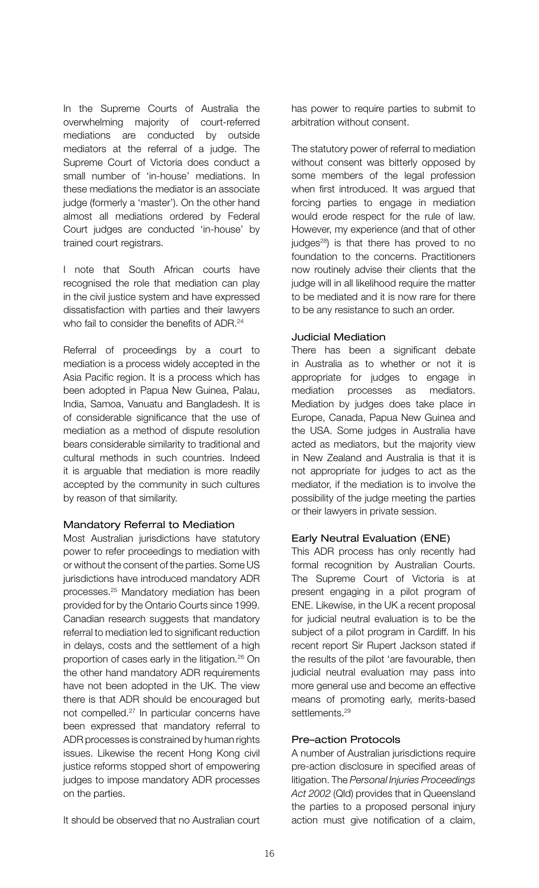In the Supreme Courts of Australia the overwhelming majority of court-referred mediations are conducted by outside mediators at the referral of a judge. The Supreme Court of Victoria does conduct a small number of 'in-house' mediations. In these mediations the mediator is an associate judge (formerly a 'master'). On the other hand almost all mediations ordered by Federal Court judges are conducted 'in-house' by trained court registrars.

I note that South African courts have recognised the role that mediation can play in the civil justice system and have expressed dissatisfaction with parties and their lawyers who fail to consider the benefits of ADR.[24]

Referral of proceedings by a court to mediation is a process widely accepted in the Asia Pacific region. It is a process which has been adopted in Papua New Guinea, Palau, India, Samoa, Vanuatu and Bangladesh. It is of considerable significance that the use of mediation as a method of dispute resolution bears considerable similarity to traditional and cultural methods in such countries. Indeed it is arguable that mediation is more readily accepted by the community in such cultures by reason of that similarity.

### Mandatory Referral to Mediation

Most Australian jurisdictions have statutory power to refer proceedings to mediation with or without the consent of the parties. Some US jurisdictions have introduced mandatory ADR processes.[25] Mandatory mediation has been provided for by the Ontario Courts since 1999. Canadian research suggests that mandatory referral to mediation led to significant reduction in delays, costs and the settlement of a high proportion of cases early in the litigation.[26] On the other hand mandatory ADR requirements have not been adopted in the UK. The view there is that ADR should be encouraged but not compelled.[27] In particular concerns have been expressed that mandatory referral to ADR processes is constrained by human rights issues. Likewise the recent Hong Kong civil justice reforms stopped short of empowering judges to impose mandatory ADR processes on the parties.

It should be observed that no Australian court has power to require parties to submit to arbitration without consent.

The statutory power of referral to mediation without consent was bitterly opposed by some members of the legal profession when first introduced. It was argued that forcing parties to engage in mediation would erode respect for the rule of law. However, my experience (and that of other judges[28]) is that there has proved to no foundation to the concerns. Practitioners now routinely advise their clients that the judge will in all likelihood require the matter to be mediated and it is now rare for there to be any resistance to such an order.

### Judicial Mediation

There has been a significant debate in Australia as to whether or not it is appropriate for judges to engage in mediation processes as mediators. Mediation by judges does take place in Europe, Canada, Papua New Guinea and the USA. Some judges in Australia have acted as mediators, but the majority view in New Zealand and Australia is that it is not appropriate for judges to act as the mediator, if the mediation is to involve the possibility of the judge meeting the parties or their lawyers in private session.

### Early Neutral Evaluation (ENE)

This ADR process has only recently had formal recognition by Australian Courts. The Supreme Court of Victoria is at present engaging in a pilot program of ENE. Likewise, in the UK a recent proposal for judicial neutral evaluation is to be the subject of a pilot program in Cardiff. In his recent report Sir Rupert Jackson stated if the results of the pilot 'are favourable, then judicial neutral evaluation may pass into more general use and become an effective means of promoting early, merits-based settlements.[29]

### Pre–action Protocols

A number of Australian jurisdictions require pre-action disclosure in specified areas of litigation. The *Personal Injuries Proceedings Act 2002* (Qld) provides that in Queensland the parties to a proposed personal injury action must give notification of a claim,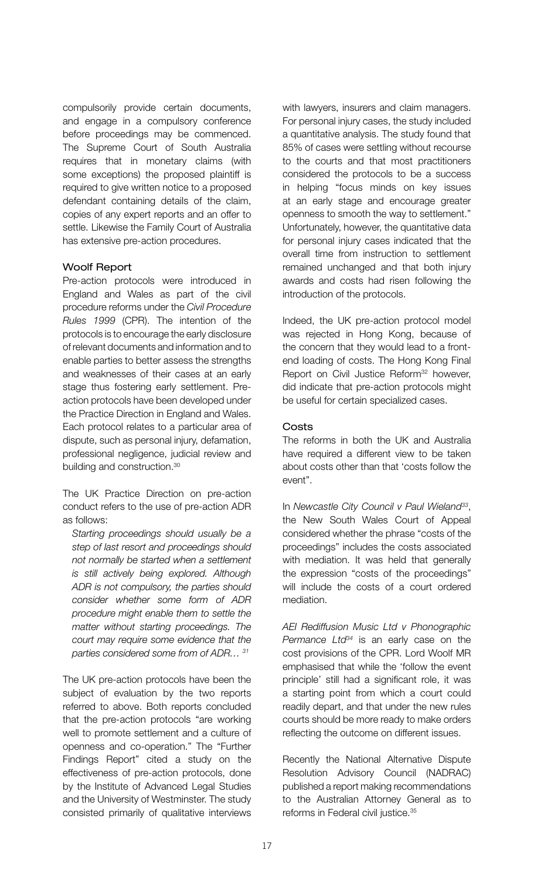compulsorily provide certain documents, and engage in a compulsory conference before proceedings may be commenced. The Supreme Court of South Australia requires that in monetary claims (with some exceptions) the proposed plaintiff is required to give written notice to a proposed defendant containing details of the claim, copies of any expert reports and an offer to settle. Likewise the Family Court of Australia has extensive pre-action procedures.

### Woolf Report

Pre-action protocols were introduced in England and Wales as part of the civil procedure reforms under the *Civil Procedure Rules 1999* (CPR). The intention of the protocols is to encourage the early disclosure of relevant documents and information and to enable parties to better assess the strengths and weaknesses of their cases at an early stage thus fostering early settlement. Pre-action protocols have been developed under the Practice Direction in England and Wales. Each protocol relates to a particular area of dispute, such as personal injury, defamation, professional negligence, judicial review and building and construction.[30]

The UK Practice Direction on pre-action conduct refers to the use of pre-action ADR as follows:

> *Starting proceedings should usually be a step of last resort and proceedings should not normally be started when a settlement is still actively being explored. Although ADR is not compulsory, the parties should consider whether some form of ADR procedure might enable them to settle the matter without starting proceedings. The court may require some evidence that the parties considered some from of ADR…* [31]

The UK pre-action protocols have been the subject of evaluation by the two reports referred to above. Both reports concluded that the pre-action protocols "are working well to promote settlement and a culture of openness and co-operation." The "Further Findings Report" cited a study on the effectiveness of pre-action protocols, done by the Institute of Advanced Legal Studies and the University of Westminster. The study consisted primarily of qualitative interviews with lawyers, insurers and claim managers. For personal injury cases, the study included a quantitative analysis. The study found that 85% of cases were settling without recourse to the courts and that most practitioners considered the protocols to be a success in helping "focus minds on key issues at an early stage and encourage greater openness to smooth the way to settlement." Unfortunately, however, the quantitative data for personal injury cases indicated that the overall time from instruction to settlement remained unchanged and that both injury awards and costs had risen following the introduction of the protocols.

Indeed, the UK pre-action protocol model was rejected in Hong Kong, because of the concern that they would lead to a front-end loading of costs. The Hong Kong Final Report on Civil Justice Reform[32] however, did indicate that pre-action protocols might be useful for certain specialized cases.

### Costs

The reforms in both the UK and Australia have required a different view to be taken about costs other than that 'costs follow the event".

In *Newcastle City Council v Paul Wieland*[33], the New South Wales Court of Appeal considered whether the phrase "costs of the proceedings" includes the costs associated with mediation. It was held that generally the expression "costs of the proceedings" will include the costs of a court ordered mediation.

*AEI Rediffusion Music Ltd v Phonographic Permance Ltd*[34] is an early case on the cost provisions of the CPR. Lord Woolf MR emphasised that while the 'follow the event principle' still had a significant role, it was a starting point from which a court could readily depart, and that under the new rules courts should be more ready to make orders reflecting the outcome on different issues.

Recently the National Alternative Dispute Resolution Advisory Council (NADRAC) published a report making recommendations to the Australian Attorney General as to reforms in Federal civil justice.[35]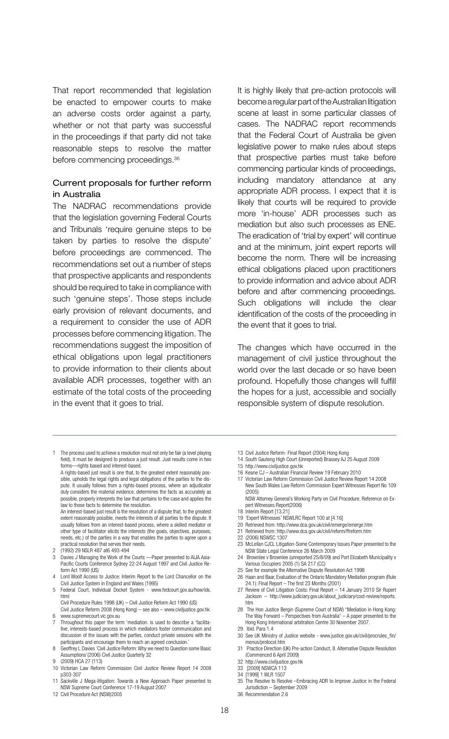That report recommended that legislation be enacted to empower courts to make an adverse costs order against a party, whether or not that party was successful in the proceedings if that party did not take reasonable steps to resolve the matter before commencing proceedings.[36]

### Current proposals for further reform in Australia

The NADRAC recommendations provide that the legislation governing Federal Courts and Tribunals 'require genuine steps to be taken by parties to resolve the dispute' before proceedings are commenced. The recommendations set out a number of steps that prospective applicants and respondents should be required to take in compliance with such 'genuine steps'. Those steps include early provision of relevant documents, and a requirement to consider the use of ADR processes before commencing litigation. The recommendations suggest the imposition of ethical obligations upon legal practitioners to provide information to their clients about available ADR processes, together with an estimate of the total costs of the proceeding in the event that it goes to trial.

It is highly likely that pre-action protocols will become a regular part of the Australian litigation scene at least in some particular classes of cases. The NADRAC report recommends that the Federal Court of Australia be given legislative power to make rules about steps that prospective parties must take before commencing particular kinds of proceedings, including mandatory attendance at any appropriate ADR process. I expect that it is likely that courts will be required to provide more 'in-house' ADR processes such as mediation but also such processes as ENE. The eradication of 'trial by expert' will continue and at the minimum, joint expert reports will become the norm. There will be increasing ethical obligations placed upon practitioners to provide information and advice about ADR before and after commencing proceedings. Such obligations will include the clear identification of the costs of the proceeding in the event that it goes to trial.

The changes which have occurred in the management of civil justice throughout the world over the last decade or so have been profound. Hopefully those changes will fulfill the hopes for a just, accessible and socially responsible system of dispute resolution.

---

1 The process used to achieve a resolution must not only be fair (a level playing field), it must be designed to produce a just result. Just results come in two forms—rights based and interest-based.
A rights-based just result is one that, to the greatest extent reasonably possible, upholds the legal rights and legal obligations of the parties to the dispute. It usually follows from a rights-based process, where an adjudicator duly considers the material evidence, determines the facts as accurately as possible, properly interprets the law that pertains to the case and applies the law to those facts to determine the resolution.
An interest-based just result is the resolution of a dispute that, to the greatest extent reasonably possible, meets the interests of all parties to the dispute. It usually follows from an interest-based process, where a skilled mediator or other type of facilitator elicits the interests (the goals, objectives, purposes, needs, etc.) of the parties in a way that enables the parties to agree upon a practical resolution that serves their needs.
2 (1992) 29 NSLR 487 at6 493-494
3 Davies J Managing the Work of the Courts —Paper presented to AIJA Asia-Pacific Courts Conference Sydney 22-24 August 1997 and Civil Justice Reform Act 1990 (US)
4 Lord Woolf Access to Justice: Interim Report to the Lord Chancellor on the Civil Justice System in England and Wales (1995)
5 Federal Court, Individual Docket System - www.fedcourt.gov.au/how/ids.html
Civil Procedure Rules 1998 (UK) – Civil Justice Reform Act 1990 (US)
Civil Justice Reform 2008 (Hong Kong) – see also – www.civiljustice.gov.hk
6 www.supremecourt.vic.gov.au
7 Throughout this paper the term 'mediation. is used to describe a 'facilitative, interests-based process in which mediators foster communication and discussion of the issues with the parties, conduct private sessions with the participants and encourage them to reach an agreed conclusion.'
8 Geoffrey L Davies 'Civil Justice Reform: Why we need to Question some Basic Assumptions'(2006) Civil Justice Quarterly 32
9 (2009) HCA 27 (113)
10 Victorian Law Reform Commission Civil Justice Review Report 14 2008 p303-307
11 Sackville J Mega-litigation: Towards a New Approach Paper presented to NSW Supreme Court Conference 17-19 August 2007
12 Civil Procedure Act (NSW)2005
13 Civil Justice Reform- Final Report (2004) Hong Kong
14 South Gauteng High Court (Unreported) Brassey AJ 25 August 2009
15 http://www.civiljustice.gov.hk
16 Keane CJ – Australian Financial Review 19 February 2010
17 Victorian Law Reform Commission Civil Justice Review Report 14 2008
New South Wales Law Reform Commission Expert Witnesses Report No 109 (2005)
NSW Attorney General's Working Party on Civil Procedure, Reference on Expert Witnesses Report(2006)
18 Interim Report [13.21]
19 'Expert Witnesses' NSWLRC Report 100 at [4.16]
20 Retrieved from: http://www.dca.gov.uk/civil/emerge/emerge.htm
21 Retrieved from: http://www.dca.gov.uk/civil/reform/ffreform.htm
22 (2006) NSWSC 1307
23 McLellan CJCL Litigation-Some Contemporary Issues Paper presented to the NSW State Legal Conference 26 March 2009
24 Brownlee v Brownlee (unreported 25/8/09) and Port Elizabeth Municipality v Various Occupiers 2005 (1) SA 217 (CC)
25 See for example the Alternative Dispute Resolution Act 1998
26 Haan and Baar, Evaluation of the Ontario Mandatory Mediation program (Rule 24.1): Final Report – The first 23 Months (2001)
27 Review of Civil Litigation Costs: Final Report – 14 January 2010 Sir Rupert Jackson – http://www.judiciary.gov.uk/about_judiciary/cost-review/reports.htm
28 The Hon Justice Bergin (Supreme Court of NSW) "Mediation in Hong Kong: The Way Forward – Perspectives from Australia" – A paper presented to the Hong Kong International arbitration Centre 30 November 2007.
29 Ibid. Para 1.4
30 See UK Ministry of Justice website - www.justice.gov.uk/civil/procrules_fin/menus/protocol.htm
31 Practice Direction (UK) Pre-action Conduct, 8. Alternative Dispute Resolution (Commenced 6 April 2009)
32 http://www.civiljustice.gov.hk
33 [2009] NSWCA 113
34 [1999] 1 WLR 1507
35 The Resolve to Resolve –Embracing ADR to Improve Justice in the Federal Jurisdiction – September 2009
36 Recommendation 2.6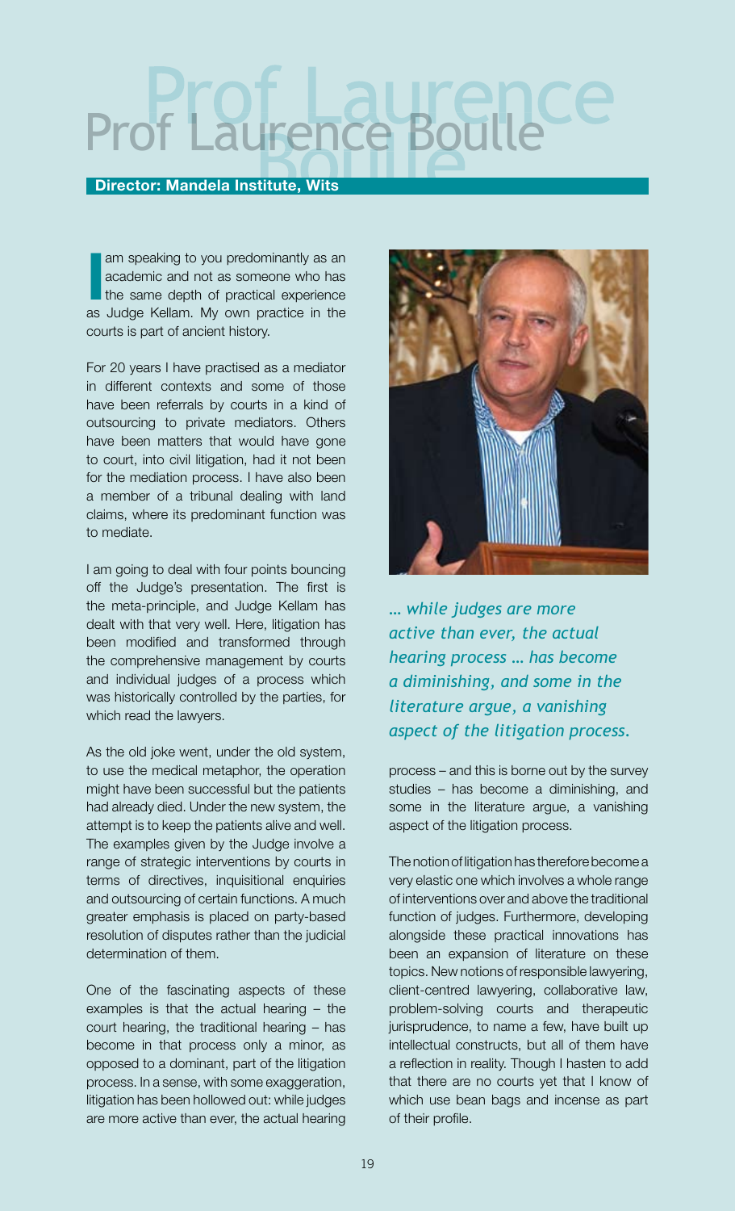# Prof Laurence Boulle

**Director: Mandela Institute, Wits**

I am speaking to you predominantly as an academic and not as someone who has the same depth of practical experience as Judge Kellam. My own practice in the courts is part of ancient history.

For 20 years I have practised as a mediator in different contexts and some of those have been referrals by courts in a kind of outsourcing to private mediators. Others have been matters that would have gone to court, into civil litigation, had it not been for the mediation process. I have also been a member of a tribunal dealing with land claims, where its predominant function was to mediate.

I am going to deal with four points bouncing off the Judge's presentation. The first is the meta-principle, and Judge Kellam has dealt with that very well. Here, litigation has been modified and transformed through the comprehensive management by courts and individual judges of a process which was historically controlled by the parties, for which read the lawyers.

As the old joke went, under the old system, to use the medical metaphor, the operation might have been successful but the patients had already died. Under the new system, the attempt is to keep the patients alive and well. The examples given by the Judge involve a range of strategic interventions by courts in terms of directives, inquisitional enquiries and outsourcing of certain functions. A much greater emphasis is placed on party-based resolution of disputes rather than the judicial determination of them.

One of the fascinating aspects of these examples is that the actual hearing – the court hearing, the traditional hearing – has become in that process only a minor, as opposed to a dominant, part of the litigation process. In a sense, with some exaggeration, litigation has been hollowed out: while judges are more active than ever, the actual hearing process – and this is borne out by the survey studies – has become a diminishing, and some in the literature argue, a vanishing aspect of the litigation process.

*… while judges are more active than ever, the actual hearing process … has become a diminishing, and some in the literature argue, a vanishing aspect of the litigation process.*

The notion of litigation has therefore become a very elastic one which involves a whole range of interventions over and above the traditional function of judges. Furthermore, developing alongside these practical innovations has been an expansion of literature on these topics. New notions of responsible lawyering, client-centred lawyering, collaborative law, problem-solving courts and therapeutic jurisprudence, to name a few, have built up intellectual constructs, but all of them have a reflection in reality. Though I hasten to add that there are no courts yet that I know of which use bean bags and incense as part of their profile.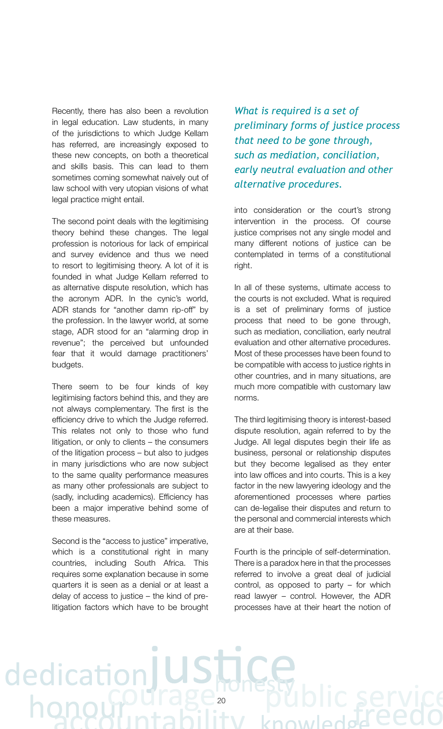Recently, there has also been a revolution in legal education. Law students, in many of the jurisdictions to which Judge Kellam has referred, are increasingly exposed to these new concepts, on both a theoretical and skills basis. This can lead to them sometimes coming somewhat naively out of law school with very utopian visions of what legal practice might entail.

The second point deals with the legitimising theory behind these changes. The legal profession is notorious for lack of empirical and survey evidence and thus we need to resort to legitimising theory. A lot of it is founded in what Judge Kellam referred to as alternative dispute resolution, which has the acronym ADR. In the cynic's world, ADR stands for "another damn rip-off" by the profession. In the lawyer world, at some stage, ADR stood for an "alarming drop in revenue"; the perceived but unfounded fear that it would damage practitioners' budgets.

There seem to be four kinds of key legitimising factors behind this, and they are not always complementary. The first is the efficiency drive to which the Judge referred. This relates not only to those who fund litigation, or only to clients – the consumers of the litigation process – but also to judges in many jurisdictions who are now subject to the same quality performance measures as many other professionals are subject to (sadly, including academics). Efficiency has been a major imperative behind some of these measures.

Second is the "access to justice" imperative, which is a constitutional right in many countries, including South Africa. This requires some explanation because in some quarters it is seen as a denial or at least a delay of access to justice – the kind of pre-litigation factors which have to be brought into consideration or the court's strong intervention in the process. Of course justice comprises not any single model and many different notions of justice can be contemplated in terms of a constitutional right.

*What is required is a set of preliminary forms of justice process that need to be gone through, such as mediation, conciliation, early neutral evaluation and other alternative procedures.*

In all of these systems, ultimate access to the courts is not excluded. What is required is a set of preliminary forms of justice process that need to be gone through, such as mediation, conciliation, early neutral evaluation and other alternative procedures. Most of these processes have been found to be compatible with access to justice rights in other countries, and in many situations, are much more compatible with customary law norms.

The third legitimising theory is interest-based dispute resolution, again referred to by the Judge. All legal disputes begin their life as business, personal or relationship disputes but they become legalised as they enter into law offices and into courts. This is a key factor in the new lawyering ideology and the aforementioned processes where parties can de-legalise their disputes and return to the personal and commercial interests which are at their base.

Fourth is the principle of self-determination. There is a paradox here in that the processes referred to involve a great deal of judicial control, as opposed to party – for which read lawyer – control. However, the ADR processes have at their heart the notion of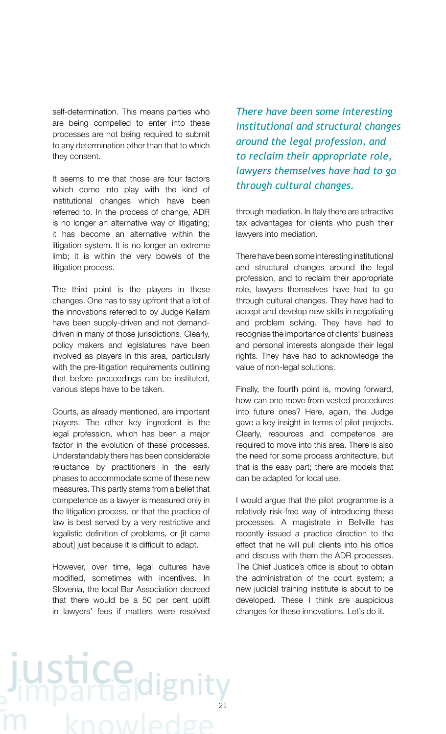self-determination. This means parties who are being compelled to enter into these processes are not being required to submit to any determination other than that to which they consent.

It seems to me that those are four factors which come into play with the kind of institutional changes which have been referred to. In the process of change, ADR is no longer an alternative way of litigating; it has become an alternative within the litigation system. It is no longer an extreme limb; it is within the very bowels of the litigation process.

The third point is the players in these changes. One has to say upfront that a lot of the innovations referred to by Judge Kellam have been supply-driven and not demand-driven in many of those jurisdictions. Clearly, policy makers and legislatures have been involved as players in this area, particularly with the pre-litigation requirements outlining that before proceedings can be instituted, various steps have to be taken.

Courts, as already mentioned, are important players. The other key ingredient is the legal profession, which has been a major factor in the evolution of these processes. Understandably there has been considerable reluctance by practitioners in the early phases to accommodate some of these new measures. This partly stems from a belief that competence as a lawyer is measured only in the litigation process, or that the practice of law is best served by a very restrictive and legalistic definition of problems, or [it came about] just because it is difficult to adapt.

However, over time, legal cultures have modified, sometimes with incentives. In Slovenia, the local Bar Association decreed that there would be a 50 per cent uplift in lawyers' fees if matters were resolved through mediation. In Italy there are attractive tax advantages for clients who push their lawyers into mediation.

*There have been some interesting institutional and structural changes around the legal profession, and to reclaim their appropriate role, lawyers themselves have had to go through cultural changes.*

There have been some interesting institutional and structural changes around the legal profession, and to reclaim their appropriate role, lawyers themselves have had to go through cultural changes. They have had to accept and develop new skills in negotiating and problem solving. They have had to recognise the importance of clients' business and personal interests alongside their legal rights. They have had to acknowledge the value of non-legal solutions.

Finally, the fourth point is, moving forward, how can one move from vested procedures into future ones? Here, again, the Judge gave a key insight in terms of pilot projects. Clearly, resources and competence are required to move into this area. There is also the need for some process architecture, but that is the easy part; there are models that can be adapted for local use.

I would argue that the pilot programme is a relatively risk-free way of introducing these processes. A magistrate in Bellville has recently issued a practice direction to the effect that he will pull clients into his office and discuss with them the ADR processes. The Chief Justice's office is about to obtain the administration of the court system; a new judicial training institute is about to be developed. These I think are auspicious changes for these innovations. Let's do it.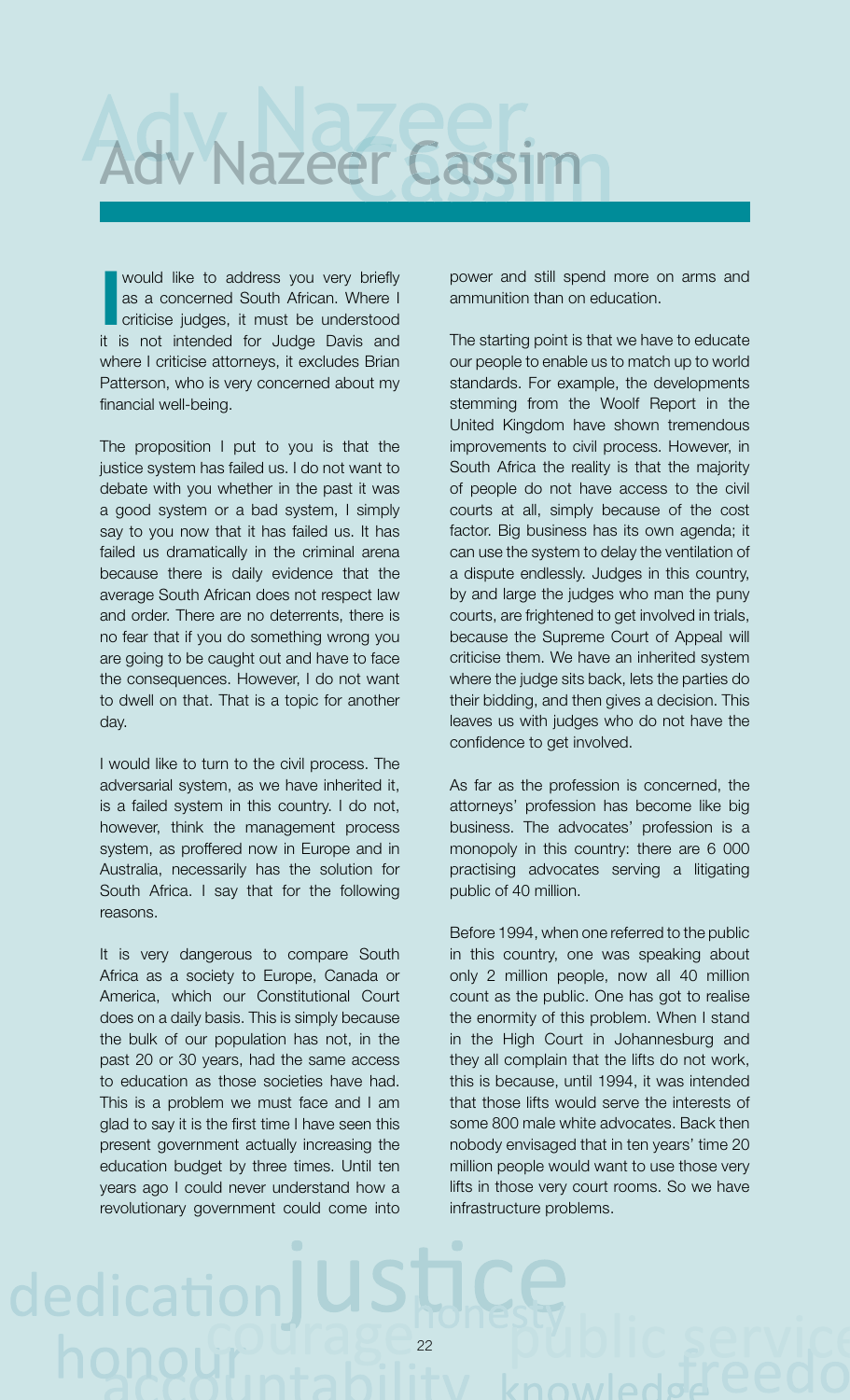# Adv Nazeer Cassim

I would like to address you very briefly as a concerned South African. Where I criticise judges, it must be understood it is not intended for Judge Davis and where I criticise attorneys, it excludes Brian Patterson, who is very concerned about my financial well-being.

The proposition I put to you is that the justice system has failed us. I do not want to debate with you whether in the past it was a good system or a bad system, I simply say to you now that it has failed us. It has failed us dramatically in the criminal arena because there is daily evidence that the average South African does not respect law and order. There are no deterrents, there is no fear that if you do something wrong you are going to be caught out and have to face the consequences. However, I do not want to dwell on that. That is a topic for another day.

I would like to turn to the civil process. The adversarial system, as we have inherited it, is a failed system in this country. I do not, however, think the management process system, as proffered now in Europe and in Australia, necessarily has the solution for South Africa. I say that for the following reasons.

It is very dangerous to compare South Africa as a society to Europe, Canada or America, which our Constitutional Court does on a daily basis. This is simply because the bulk of our population has not, in the past 20 or 30 years, had the same access to education as those societies have had. This is a problem we must face and I am glad to say it is the first time I have seen this present government actually increasing the education budget by three times. Until ten years ago I could never understand how a revolutionary government could come into power and still spend more on arms and ammunition than on education.

The starting point is that we have to educate our people to enable us to match up to world standards. For example, the developments stemming from the Woolf Report in the United Kingdom have shown tremendous improvements to civil process. However, in South Africa the reality is that the majority of people do not have access to the civil courts at all, simply because of the cost factor. Big business has its own agenda; it can use the system to delay the ventilation of a dispute endlessly. Judges in this country, by and large the judges who man the puny courts, are frightened to get involved in trials, because the Supreme Court of Appeal will criticise them. We have an inherited system where the judge sits back, lets the parties do their bidding, and then gives a decision. This leaves us with judges who do not have the confidence to get involved.

As far as the profession is concerned, the attorneys' profession has become like big business. The advocates' profession is a monopoly in this country: there are 6 000 practising advocates serving a litigating public of 40 million.

Before 1994, when one referred to the public in this country, one was speaking about only 2 million people, now all 40 million count as the public. One has got to realise the enormity of this problem. When I stand in the High Court in Johannesburg and they all complain that the lifts do not work, this is because, until 1994, it was intended that those lifts would serve the interests of some 800 male white advocates. Back then nobody envisaged that in ten years' time 20 million people would want to use those very lifts in those very court rooms. So we have infrastructure problems.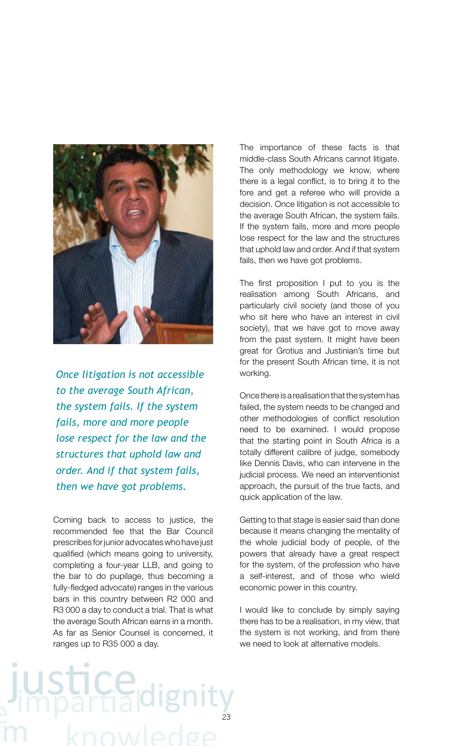*Once litigation is not accessible to the average South African, the system fails. If the system fails, more and more people lose respect for the law and the structures that uphold law and order. And if that system fails, then we have got problems.*

Coming back to access to justice, the recommended fee that the Bar Council prescribes for junior advocates who have just qualified (which means going to university, completing a four-year LLB, and going to the bar to do pupilage, thus becoming a fully-fledged advocate) ranges in the various bars in this country between R2 000 and R3 000 a day to conduct a trial. That is what the average South African earns in a month. As far as Senior Counsel is concerned, it ranges up to R35 000 a day.

The importance of these facts is that middle-class South Africans cannot litigate. The only methodology we know, where there is a legal conflict, is to bring it to the fore and get a referee who will provide a decision. Once litigation is not accessible to the average South African, the system fails. If the system fails, more and more people lose respect for the law and the structures that uphold law and order. And if that system fails, then we have got problems.

The first proposition I put to you is the realisation among South Africans, and particularly civil society (and those of you who sit here who have an interest in civil society), that we have got to move away from the past system. It might have been great for Grotius and Justinian's time but for the present South African time, it is not working.

Once there is a realisation that the system has failed, the system needs to be changed and other methodologies of conflict resolution need to be examined. I would propose that the starting point in South Africa is a totally different calibre of judge, somebody like Dennis Davis, who can intervene in the judicial process. We need an interventionist approach, the pursuit of the true facts, and quick application of the law.

Getting to that stage is easier said than done because it means changing the mentality of the whole judicial body of people, of the powers that already have a great respect for the system, of the profession who have a self-interest, and of those who wield economic power in this country.

I would like to conclude by simply saying there has to be a realisation, in my view, that the system is not working, and from there we need to look at alternative models.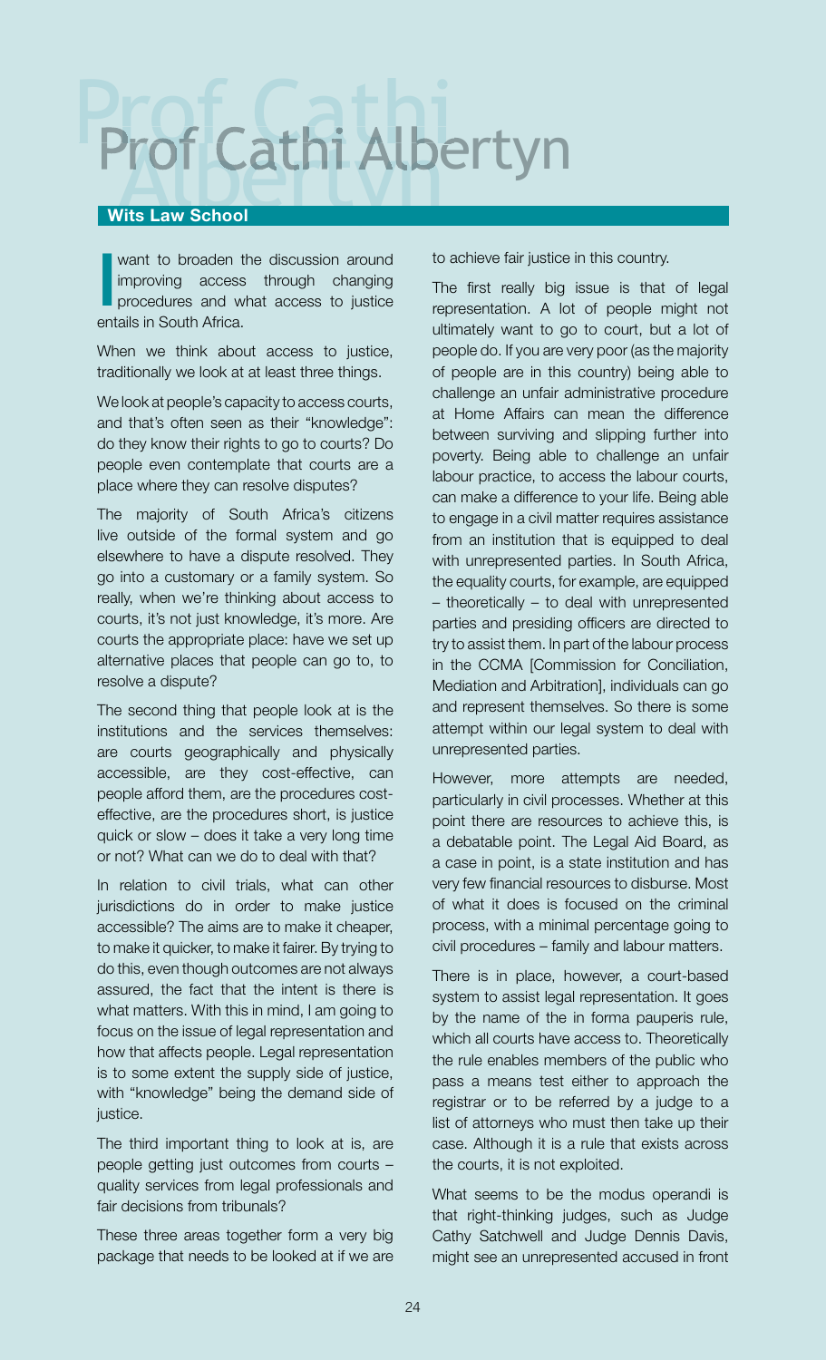# Prof Cathi Albertyn

**Wits Law School**

I want to broaden the discussion around improving access through changing procedures and what access to justice entails in South Africa.

When we think about access to justice, traditionally we look at at least three things.

We look at people's capacity to access courts, and that's often seen as their "knowledge": do they know their rights to go to courts? Do people even contemplate that courts are a place where they can resolve disputes?

The majority of South Africa's citizens live outside of the formal system and go elsewhere to have a dispute resolved. They go into a customary or a family system. So really, when we're thinking about access to courts, it's not just knowledge, it's more. Are courts the appropriate place: have we set up alternative places that people can go to, to resolve a dispute?

The second thing that people look at is the institutions and the services themselves: are courts geographically and physically accessible, are they cost-effective, can people afford them, are the procedures cost-effective, are the procedures short, is justice quick or slow – does it take a very long time or not? What can we do to deal with that?

In relation to civil trials, what can other jurisdictions do in order to make justice accessible? The aims are to make it cheaper, to make it quicker, to make it fairer. By trying to do this, even though outcomes are not always assured, the fact that the intent is there is what matters. With this in mind, I am going to focus on the issue of legal representation and how that affects people. Legal representation is to some extent the supply side of justice, with "knowledge" being the demand side of justice.

The third important thing to look at is, are people getting just outcomes from courts – quality services from legal professionals and fair decisions from tribunals?

These three areas together form a very big package that needs to be looked at if we are to achieve fair justice in this country.

The first really big issue is that of legal representation. A lot of people might not ultimately want to go to court, but a lot of people do. If you are very poor (as the majority of people are in this country) being able to challenge an unfair administrative procedure at Home Affairs can mean the difference between surviving and slipping further into poverty. Being able to challenge an unfair labour practice, to access the labour courts, can make a difference to your life. Being able to engage in a civil matter requires assistance from an institution that is equipped to deal with unrepresented parties. In South Africa, the equality courts, for example, are equipped – theoretically – to deal with unrepresented parties and presiding officers are directed to try to assist them. In part of the labour process in the CCMA [Commission for Conciliation, Mediation and Arbitration], individuals can go and represent themselves. So there is some attempt within our legal system to deal with unrepresented parties.

However, more attempts are needed, particularly in civil processes. Whether at this point there are resources to achieve this, is a debatable point. The Legal Aid Board, as a case in point, is a state institution and has very few financial resources to disburse. Most of what it does is focused on the criminal process, with a minimal percentage going to civil procedures – family and labour matters.

There is in place, however, a court-based system to assist legal representation. It goes by the name of the in forma pauperis rule, which all courts have access to. Theoretically the rule enables members of the public who pass a means test either to approach the registrar or to be referred by a judge to a list of attorneys who must then take up their case. Although it is a rule that exists across the courts, it is not exploited.

What seems to be the modus operandi is that right-thinking judges, such as Judge Cathy Satchwell and Judge Dennis Davis, might see an unrepresented accused in front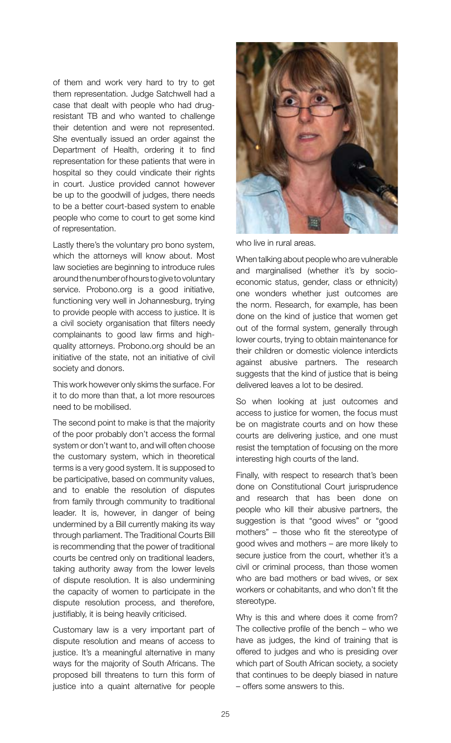of them and work very hard to try to get them representation. Judge Satchwell had a case that dealt with people who had drug-resistant TB and who wanted to challenge their detention and were not represented. She eventually issued an order against the Department of Health, ordering it to find representation for these patients that were in hospital so they could vindicate their rights in court. Justice provided cannot however be up to the goodwill of judges, there needs to be a better court-based system to enable people who come to court to get some kind of representation.

Lastly there's the voluntary pro bono system, which the attorneys will know about. Most law societies are beginning to introduce rules around the number of hours to give to voluntary service. Probono.org is a good initiative, functioning very well in Johannesburg, trying to provide people with access to justice. It is a civil society organisation that filters needy complainants to good law firms and high-quality attorneys. Probono.org should be an initiative of the state, not an initiative of civil society and donors.

This work however only skims the surface. For it to do more than that, a lot more resources need to be mobilised.

The second point to make is that the majority of the poor probably don't access the formal system or don't want to, and will often choose the customary system, which in theoretical terms is a very good system. It is supposed to be participative, based on community values, and to enable the resolution of disputes from family through community to traditional leader. It is, however, in danger of being undermined by a Bill currently making its way through parliament. The Traditional Courts Bill is recommending that the power of traditional courts be centred only on traditional leaders, taking authority away from the lower levels of dispute resolution. It is also undermining the capacity of women to participate in the dispute resolution process, and therefore, justifiably, it is being heavily criticised.

Customary law is a very important part of dispute resolution and means of access to justice. It's a meaningful alternative in many ways for the majority of South Africans. The proposed bill threatens to turn this form of justice into a quaint alternative for people who live in rural areas.

When talking about people who are vulnerable and marginalised (whether it's by socio-economic status, gender, class or ethnicity) one wonders whether just outcomes are the norm. Research, for example, has been done on the kind of justice that women get out of the formal system, generally through lower courts, trying to obtain maintenance for their children or domestic violence interdicts against abusive partners. The research suggests that the kind of justice that is being delivered leaves a lot to be desired.

So when looking at just outcomes and access to justice for women, the focus must be on magistrate courts and on how these courts are delivering justice, and one must resist the temptation of focusing on the more interesting high courts of the land.

Finally, with respect to research that's been done on Constitutional Court jurisprudence and research that has been done on people who kill their abusive partners, the suggestion is that "good wives" or "good mothers" – those who fit the stereotype of good wives and mothers – are more likely to secure justice from the court, whether it's a civil or criminal process, than those women who are bad mothers or bad wives, or sex workers or cohabitants, and who don't fit the stereotype.

Why is this and where does it come from? The collective profile of the bench – who we have as judges, the kind of training that is offered to judges and who is presiding over which part of South African society, a society that continues to be deeply biased in nature – offers some answers to this.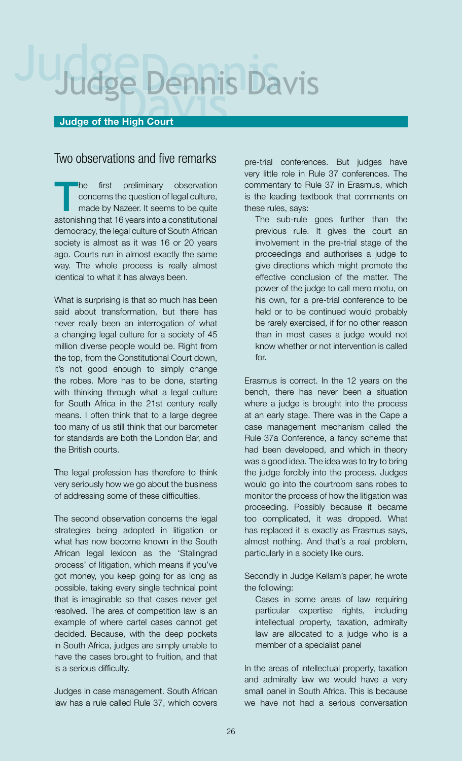# Judge Dennis Davis

**Judge of the High Court**

## Two observations and five remarks

The first preliminary observation concerns the question of legal culture, made by Nazeer. It seems to be quite astonishing that 16 years into a constitutional democracy, the legal culture of South African society is almost as it was 16 or 20 years ago. Courts run in almost exactly the same way. The whole process is really almost identical to what it has always been.

What is surprising is that so much has been said about transformation, but there has never really been an interrogation of what a changing legal culture for a society of 45 million diverse people would be. Right from the top, from the Constitutional Court down, it's not good enough to simply change the robes. More has to be done, starting with thinking through what a legal culture for South Africa in the 21st century really means. I often think that to a large degree too many of us still think that our barometer for standards are both the London Bar, and the British courts.

The legal profession has therefore to think very seriously how we go about the business of addressing some of these difficulties.

The second observation concerns the legal strategies being adopted in litigation or what has now become known in the South African legal lexicon as the 'Stalingrad process' of litigation, which means if you've got money, you keep going for as long as possible, taking every single technical point that is imaginable so that cases never get resolved. The area of competition law is an example of where cartel cases cannot get decided. Because, with the deep pockets in South Africa, judges are simply unable to have the cases brought to fruition, and that is a serious difficulty.

Judges in case management. South African law has a rule called Rule 37, which covers pre-trial conferences. But judges have very little role in Rule 37 conferences. The commentary to Rule 37 in Erasmus, which is the leading textbook that comments on these rules, says:

> The sub-rule goes further than the previous rule. It gives the court an involvement in the pre-trial stage of the proceedings and authorises a judge to give directions which might promote the effective conclusion of the matter. The power of the judge to call mero motu, on his own, for a pre-trial conference to be held or to be continued would probably be rarely exercised, if for no other reason than in most cases a judge would not know whether or not intervention is called for.

Erasmus is correct. In the 12 years on the bench, there has never been a situation where a judge is brought into the process at an early stage. There was in the Cape a case management mechanism called the Rule 37a Conference, a fancy scheme that had been developed, and which in theory was a good idea. The idea was to try to bring the judge forcibly into the process. Judges would go into the courtroom sans robes to monitor the process of how the litigation was proceeding. Possibly because it became too complicated, it was dropped. What has replaced it is exactly as Erasmus says, almost nothing. And that's a real problem, particularly in a society like ours.

Secondly in Judge Kellam's paper, he wrote the following:

> Cases in some areas of law requiring particular expertise rights, including intellectual property, taxation, admiralty law are allocated to a judge who is a member of a specialist panel

In the areas of intellectual property, taxation and admiralty law we would have a very small panel in South Africa. This is because we have not had a serious conversation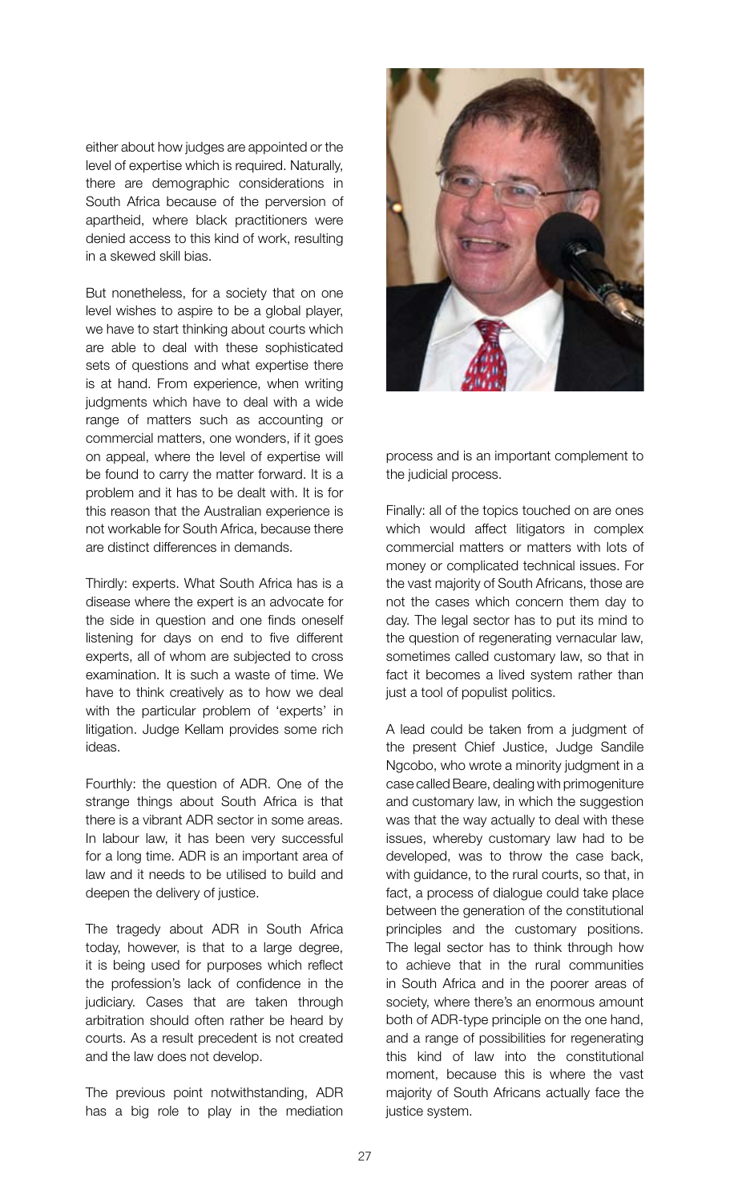either about how judges are appointed or the level of expertise which is required. Naturally, there are demographic considerations in South Africa because of the perversion of apartheid, where black practitioners were denied access to this kind of work, resulting in a skewed skill bias.

But nonetheless, for a society that on one level wishes to aspire to be a global player, we have to start thinking about courts which are able to deal with these sophisticated sets of questions and what expertise there is at hand. From experience, when writing judgments which have to deal with a wide range of matters such as accounting or commercial matters, one wonders, if it goes on appeal, where the level of expertise will be found to carry the matter forward. It is a problem and it has to be dealt with. It is for this reason that the Australian experience is not workable for South Africa, because there are distinct differences in demands.

Thirdly: experts. What South Africa has is a disease where the expert is an advocate for the side in question and one finds oneself listening for days on end to five different experts, all of whom are subjected to cross examination. It is such a waste of time. We have to think creatively as to how we deal with the particular problem of 'experts' in litigation. Judge Kellam provides some rich ideas.

Fourthly: the question of ADR. One of the strange things about South Africa is that there is a vibrant ADR sector in some areas. In labour law, it has been very successful for a long time. ADR is an important area of law and it needs to be utilised to build and deepen the delivery of justice.

The tragedy about ADR in South Africa today, however, is that to a large degree, it is being used for purposes which reflect the profession's lack of confidence in the judiciary. Cases that are taken through arbitration should often rather be heard by courts. As a result precedent is not created and the law does not develop.

The previous point notwithstanding, ADR has a big role to play in the mediation process and is an important complement to the judicial process.

Finally: all of the topics touched on are ones which would affect litigators in complex commercial matters or matters with lots of money or complicated technical issues. For the vast majority of South Africans, those are not the cases which concern them day to day. The legal sector has to put its mind to the question of regenerating vernacular law, sometimes called customary law, so that in fact it becomes a lived system rather than just a tool of populist politics.

A lead could be taken from a judgment of the present Chief Justice, Judge Sandile Ngcobo, who wrote a minority judgment in a case called Beare, dealing with primogeniture and customary law, in which the suggestion was that the way actually to deal with these issues, whereby customary law had to be developed, was to throw the case back, with guidance, to the rural courts, so that, in fact, a process of dialogue could take place between the generation of the constitutional principles and the customary positions. The legal sector has to think through how to achieve that in the rural communities in South Africa and in the poorer areas of society, where there's an enormous amount both of ADR-type principle on the one hand, and a range of possibilities for regenerating this kind of law into the constitutional moment, because this is where the vast majority of South Africans actually face the justice system.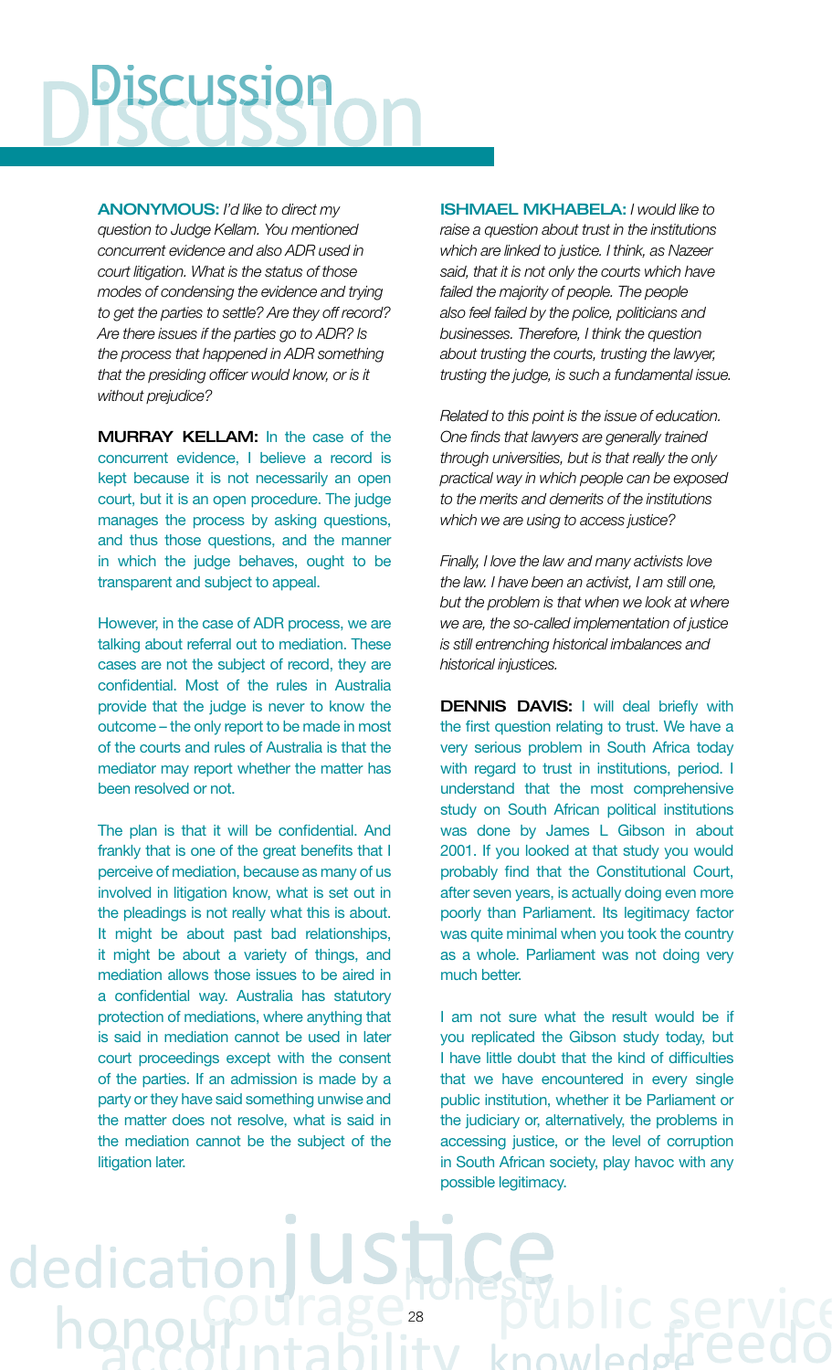# Discussion

**ANONYMOUS:** *I'd like to direct my question to Judge Kellam. You mentioned concurrent evidence and also ADR used in court litigation. What is the status of those modes of condensing the evidence and trying to get the parties to settle? Are they off record? Are there issues if the parties go to ADR? Is the process that happened in ADR something that the presiding officer would know, or is it without prejudice?*

**MURRAY KELLAM:** In the case of the concurrent evidence, I believe a record is kept because it is not necessarily an open court, but it is an open procedure. The judge manages the process by asking questions, and thus those questions, and the manner in which the judge behaves, ought to be transparent and subject to appeal.

However, in the case of ADR process, we are talking about referral out to mediation. These cases are not the subject of record, they are confidential. Most of the rules in Australia provide that the judge is never to know the outcome – the only report to be made in most of the courts and rules of Australia is that the mediator may report whether the matter has been resolved or not.

The plan is that it will be confidential. And frankly that is one of the great benefits that I perceive of mediation, because as many of us involved in litigation know, what is set out in the pleadings is not really what this is about. It might be about past bad relationships, it might be about a variety of things, and mediation allows those issues to be aired in a confidential way. Australia has statutory protection of mediations, where anything that is said in mediation cannot be used in later court proceedings except with the consent of the parties. If an admission is made by a party or they have said something unwise and the matter does not resolve, what is said in the mediation cannot be the subject of the litigation later.

**ISHMAEL MKHABELA:** *I would like to raise a question about trust in the institutions which are linked to justice. I think, as Nazeer said, that it is not only the courts which have failed the majority of people. The people also feel failed by the police, politicians and businesses. Therefore, I think the question about trusting the courts, trusting the lawyer, trusting the judge, is such a fundamental issue.*

*Related to this point is the issue of education. One finds that lawyers are generally trained through universities, but is that really the only practical way in which people can be exposed to the merits and demerits of the institutions which we are using to access justice?*

*Finally, I love the law and many activists love the law. I have been an activist, I am still one, but the problem is that when we look at where we are, the so-called implementation of justice is still entrenching historical imbalances and historical injustices.*

**DENNIS DAVIS:** I will deal briefly with the first question relating to trust. We have a very serious problem in South Africa today with regard to trust in institutions, period. I understand that the most comprehensive study on South African political institutions was done by James L Gibson in about 2001. If you looked at that study you would probably find that the Constitutional Court, after seven years, is actually doing even more poorly than Parliament. Its legitimacy factor was quite minimal when you took the country as a whole. Parliament was not doing very much better.

I am not sure what the result would be if you replicated the Gibson study today, but I have little doubt that the kind of difficulties that we have encountered in every single public institution, whether it be Parliament or the judiciary or, alternatively, the problems in accessing justice, or the level of corruption in South African society, play havoc with any possible legitimacy.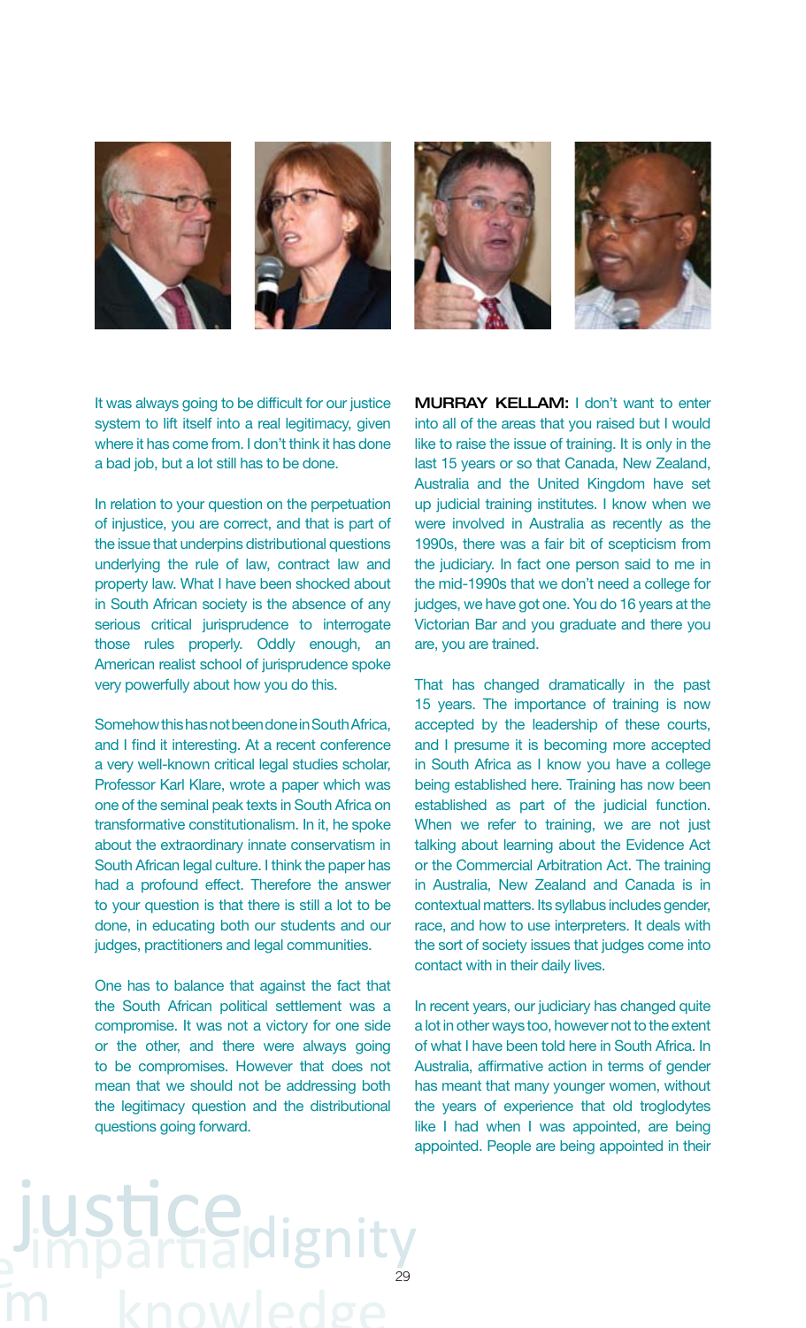It was always going to be difficult for our justice system to lift itself into a real legitimacy, given where it has come from. I don't think it has done a bad job, but a lot still has to be done.

In relation to your question on the perpetuation of injustice, you are correct, and that is part of the issue that underpins distributional questions underlying the rule of law, contract law and property law. What I have been shocked about in South African society is the absence of any serious critical jurisprudence to interrogate those rules properly. Oddly enough, an American realist school of jurisprudence spoke very powerfully about how you do this.

Somehow this has not been done in South Africa, and I find it interesting. At a recent conference a very well-known critical legal studies scholar, Professor Karl Klare, wrote a paper which was one of the seminal peak texts in South Africa on transformative constitutionalism. In it, he spoke about the extraordinary innate conservatism in South African legal culture. I think the paper has had a profound effect. Therefore the answer to your question is that there is still a lot to be done, in educating both our students and our judges, practitioners and legal communities.

One has to balance that against the fact that the South African political settlement was a compromise. It was not a victory for one side or the other, and there were always going to be compromises. However that does not mean that we should not be addressing both the legitimacy question and the distributional questions going forward.

**MURRAY KELLAM:** I don't want to enter into all of the areas that you raised but I would like to raise the issue of training. It is only in the last 15 years or so that Canada, New Zealand, Australia and the United Kingdom have set up judicial training institutes. I know when we were involved in Australia as recently as the 1990s, there was a fair bit of scepticism from the judiciary. In fact one person said to me in the mid-1990s that we don't need a college for judges, we have got one. You do 16 years at the Victorian Bar and you graduate and there you are, you are trained.

That has changed dramatically in the past 15 years. The importance of training is now accepted by the leadership of these courts, and I presume it is becoming more accepted in South Africa as I know you have a college being established here. Training has now been established as part of the judicial function. When we refer to training, we are not just talking about learning about the Evidence Act or the Commercial Arbitration Act. The training in Australia, New Zealand and Canada is in contextual matters. Its syllabus includes gender, race, and how to use interpreters. It deals with the sort of society issues that judges come into contact with in their daily lives.

In recent years, our judiciary has changed quite a lot in other ways too, however not to the extent of what I have been told here in South Africa. In Australia, affirmative action in terms of gender has meant that many younger women, without the years of experience that old troglodytes like I had when I was appointed, are being appointed. People are being appointed in their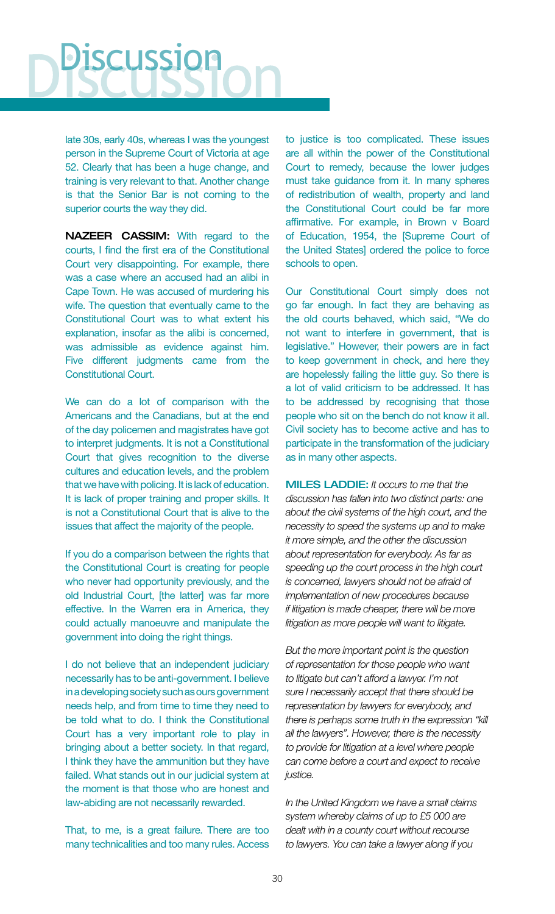late 30s, early 40s, whereas I was the youngest person in the Supreme Court of Victoria at age 52. Clearly that has been a huge change, and training is very relevant to that. Another change is that the Senior Bar is not coming to the superior courts the way they did.

**NAZEER CASSIM:** With regard to the courts, I find the first era of the Constitutional Court very disappointing. For example, there was a case where an accused had an alibi in Cape Town. He was accused of murdering his wife. The question that eventually came to the Constitutional Court was to what extent his explanation, insofar as the alibi is concerned, was admissible as evidence against him. Five different judgments came from the Constitutional Court.

We can do a lot of comparison with the Americans and the Canadians, but at the end of the day policemen and magistrates have got to interpret judgments. It is not a Constitutional Court that gives recognition to the diverse cultures and education levels, and the problem that we have with policing. It is lack of education. It is lack of proper training and proper skills. It is not a Constitutional Court that is alive to the issues that affect the majority of the people.

If you do a comparison between the rights that the Constitutional Court is creating for people who never had opportunity previously, and the old Industrial Court, [the latter] was far more effective. In the Warren era in America, they could actually manoeuvre and manipulate the government into doing the right things.

I do not believe that an independent judiciary necessarily has to be anti-government. I believe in a developing society such as ours government needs help, and from time to time they need to be told what to do. I think the Constitutional Court has a very important role to play in bringing about a better society. In that regard, I think they have the ammunition but they have failed. What stands out in our judicial system at the moment is that those who are honest and law-abiding are not necessarily rewarded.

That, to me, is a great failure. There are too many technicalities and too many rules. Access to justice is too complicated. These issues are all within the power of the Constitutional Court to remedy, because the lower judges must take guidance from it. In many spheres of redistribution of wealth, property and land the Constitutional Court could be far more affirmative. For example, in Brown v Board of Education, 1954, the [Supreme Court of the United States] ordered the police to force schools to open.

Our Constitutional Court simply does not go far enough. In fact they are behaving as the old courts behaved, which said, "We do not want to interfere in government, that is legislative." However, their powers are in fact to keep government in check, and here they are hopelessly failing the little guy. So there is a lot of valid criticism to be addressed. It has to be addressed by recognising that those people who sit on the bench do not know it all. Civil society has to become active and has to participate in the transformation of the judiciary as in many other aspects.

**MILES LADDIE:** *It occurs to me that the discussion has fallen into two distinct parts: one about the civil systems of the high court, and the necessity to speed the systems up and to make it more simple, and the other the discussion about representation for everybody. As far as speeding up the court process in the high court is concerned, lawyers should not be afraid of implementation of new procedures because if litigation is made cheaper, there will be more litigation as more people will want to litigate.*

*But the more important point is the question of representation for those people who want to litigate but can't afford a lawyer. I'm not sure I necessarily accept that there should be representation by lawyers for everybody, and there is perhaps some truth in the expression "kill all the lawyers". However, there is the necessity to provide for litigation at a level where people can come before a court and expect to receive justice.*

*In the United Kingdom we have a small claims system whereby claims of up to £5 000 are dealt with in a county court without recourse to lawyers. You can take a lawyer along if you*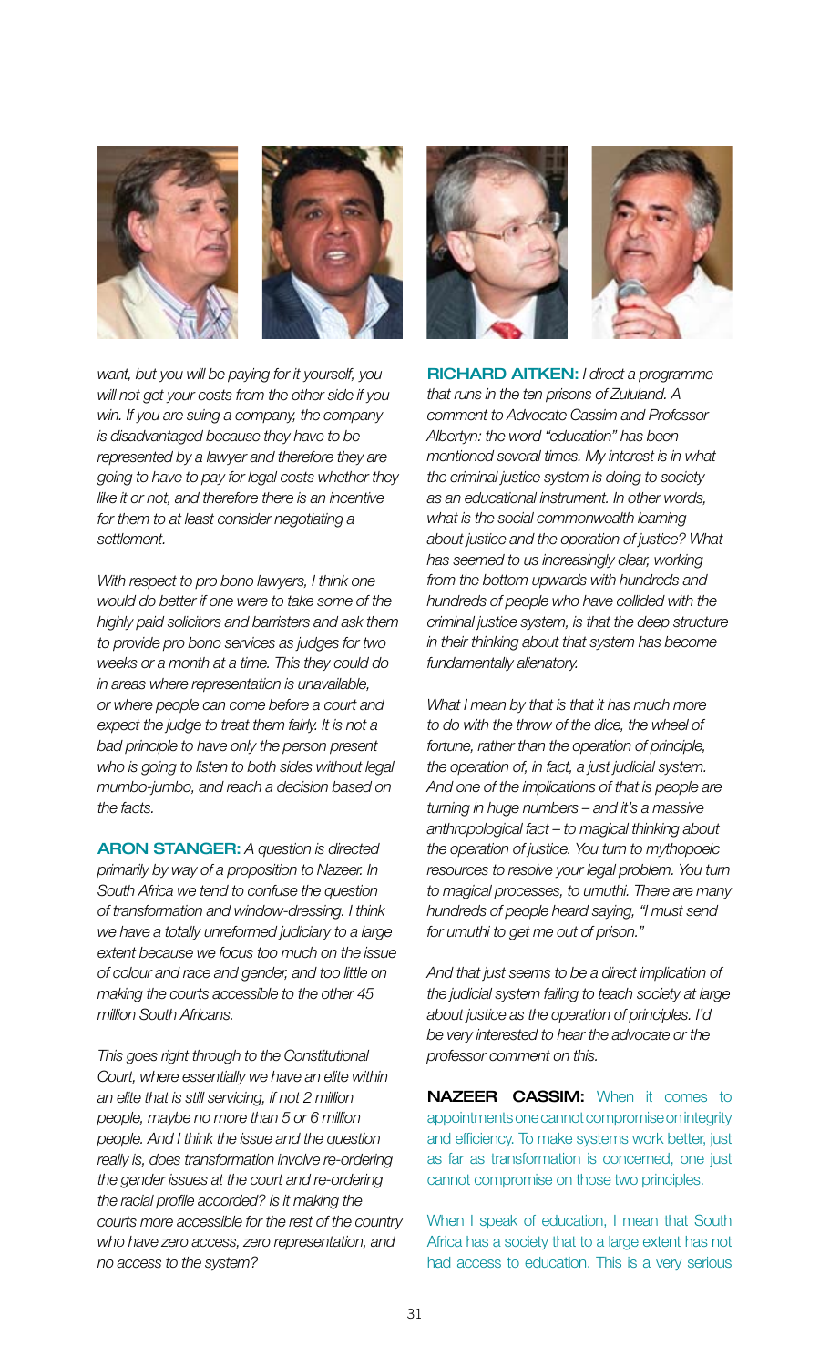*want, but you will be paying for it yourself, you will not get your costs from the other side if you win. If you are suing a company, the company is disadvantaged because they have to be represented by a lawyer and therefore they are going to have to pay for legal costs whether they like it or not, and therefore there is an incentive for them to at least consider negotiating a settlement.*

*With respect to pro bono lawyers, I think one would do better if one were to take some of the highly paid solicitors and barristers and ask them to provide pro bono services as judges for two weeks or a month at a time. This they could do in areas where representation is unavailable, or where people can come before a court and expect the judge to treat them fairly. It is not a bad principle to have only the person present who is going to listen to both sides without legal mumbo-jumbo, and reach a decision based on the facts.*

**ARON STANGER:** *A question is directed primarily by way of a proposition to Nazeer. In South Africa we tend to confuse the question of transformation and window-dressing. I think we have a totally unreformed judiciary to a large extent because we focus too much on the issue of colour and race and gender, and too little on making the courts accessible to the other 45 million South Africans.*

*This goes right through to the Constitutional Court, where essentially we have an elite within an elite that is still servicing, if not 2 million people, maybe no more than 5 or 6 million people. And I think the issue and the question really is, does transformation involve re-ordering the gender issues at the court and re-ordering the racial profile accorded? Is it making the courts more accessible for the rest of the country who have zero access, zero representation, and no access to the system?*

**RICHARD AITKEN:** *I direct a programme that runs in the ten prisons of Zululand. A comment to Advocate Cassim and Professor Albertyn: the word "education" has been mentioned several times. My interest is in what the criminal justice system is doing to society as an educational instrument. In other words, what is the social commonwealth learning about justice and the operation of justice? What has seemed to us increasingly clear, working from the bottom upwards with hundreds and hundreds of people who have collided with the criminal justice system, is that the deep structure in their thinking about that system has become fundamentally alienatory.*

*What I mean by that is that it has much more to do with the throw of the dice, the wheel of fortune, rather than the operation of principle, the operation of, in fact, a just judicial system. And one of the implications of that is people are turning in huge numbers – and it's a massive anthropological fact – to magical thinking about the operation of justice. You turn to mythopoeic resources to resolve your legal problem. You turn to magical processes, to umuthi. There are many hundreds of people heard saying, "I must send for umuthi to get me out of prison."*

*And that just seems to be a direct implication of the judicial system failing to teach society at large about justice as the operation of principles. I'd be very interested to hear the advocate or the professor comment on this.*

**NAZEER CASSIM:** When it comes to appointments one cannot compromise on integrity and efficiency. To make systems work better, just as far as transformation is concerned, one just cannot compromise on those two principles.

When I speak of education, I mean that South Africa has a society that to a large extent has not had access to education. This is a very serious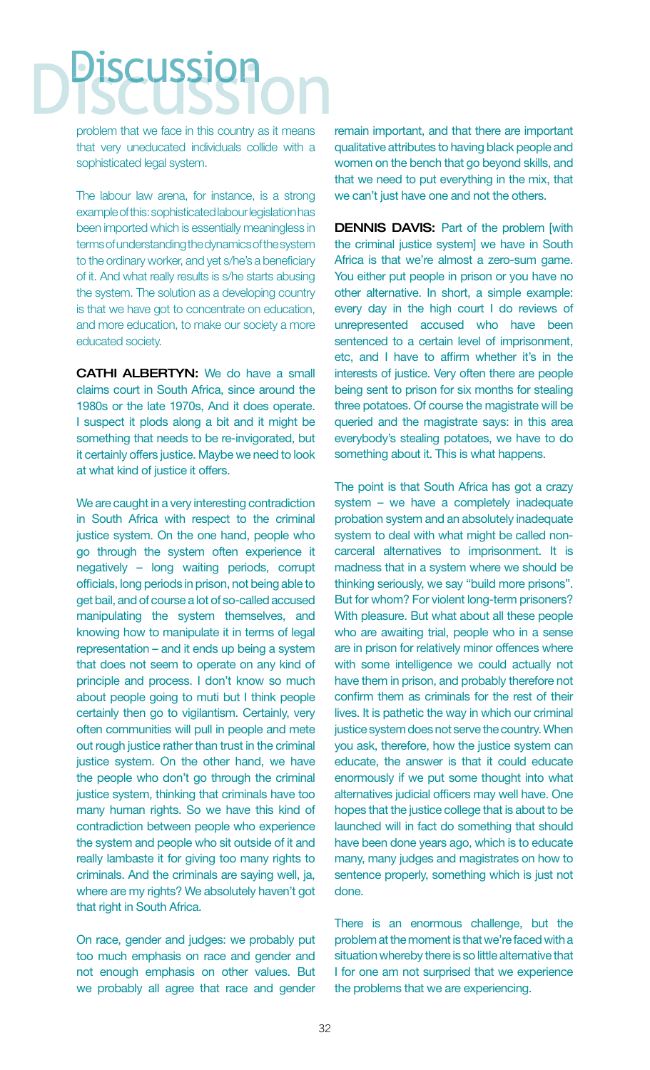# Discussion

problem that we face in this country as it means that very uneducated individuals collide with a sophisticated legal system.

The labour law arena, for instance, is a strong example of this: sophisticated labour legislation has been imported which is essentially meaningless in terms of understanding the dynamics of the system to the ordinary worker, and yet s/he's a beneficiary of it. And what really results is s/he starts abusing the system. The solution as a developing country is that we have got to concentrate on education, and more education, to make our society a more educated society.

**CATHI ALBERTYN:** We do have a small claims court in South Africa, since around the 1980s or the late 1970s, And it does operate. I suspect it plods along a bit and it might be something that needs to be re-invigorated, but it certainly offers justice. Maybe we need to look at what kind of justice it offers.

We are caught in a very interesting contradiction in South Africa with respect to the criminal justice system. On the one hand, people who go through the system often experience it negatively – long waiting periods, corrupt officials, long periods in prison, not being able to get bail, and of course a lot of so-called accused manipulating the system themselves, and knowing how to manipulate it in terms of legal representation – and it ends up being a system that does not seem to operate on any kind of principle and process. I don't know so much about people going to muti but I think people certainly then go to vigilantism. Certainly, very often communities will pull in people and mete out rough justice rather than trust in the criminal justice system. On the other hand, we have the people who don't go through the criminal justice system, thinking that criminals have too many human rights. So we have this kind of contradiction between people who experience the system and people who sit outside of it and really lambaste it for giving too many rights to criminals. And the criminals are saying well, ja, where are my rights? We absolutely haven't got that right in South Africa.

On race, gender and judges: we probably put too much emphasis on race and gender and not enough emphasis on other values. But we probably all agree that race and gender remain important, and that there are important qualitative attributes to having black people and women on the bench that go beyond skills, and that we need to put everything in the mix, that we can't just have one and not the others.

**DENNIS DAVIS:** Part of the problem [with the criminal justice system] we have in South Africa is that we're almost a zero-sum game. You either put people in prison or you have no other alternative. In short, a simple example: every day in the high court I do reviews of unrepresented accused who have been sentenced to a certain level of imprisonment, etc, and I have to affirm whether it's in the interests of justice. Very often there are people being sent to prison for six months for stealing three potatoes. Of course the magistrate will be queried and the magistrate says: in this area everybody's stealing potatoes, we have to do something about it. This is what happens.

The point is that South Africa has got a crazy system – we have a completely inadequate probation system and an absolutely inadequate system to deal with what might be called non-carceral alternatives to imprisonment. It is madness that in a system where we should be thinking seriously, we say "build more prisons". But for whom? For violent long-term prisoners? With pleasure. But what about all these people who are awaiting trial, people who in a sense are in prison for relatively minor offences where with some intelligence we could actually not have them in prison, and probably therefore not confirm them as criminals for the rest of their lives. It is pathetic the way in which our criminal justice system does not serve the country. When you ask, therefore, how the justice system can educate, the answer is that it could educate enormously if we put some thought into what alternatives judicial officers may well have. One hopes that the justice college that is about to be launched will in fact do something that should have been done years ago, which is to educate many, many judges and magistrates on how to sentence properly, something which is just not done.

There is an enormous challenge, but the problem at the moment is that we're faced with a situation whereby there is so little alternative that I for one am not surprised that we experience the problems that we are experiencing.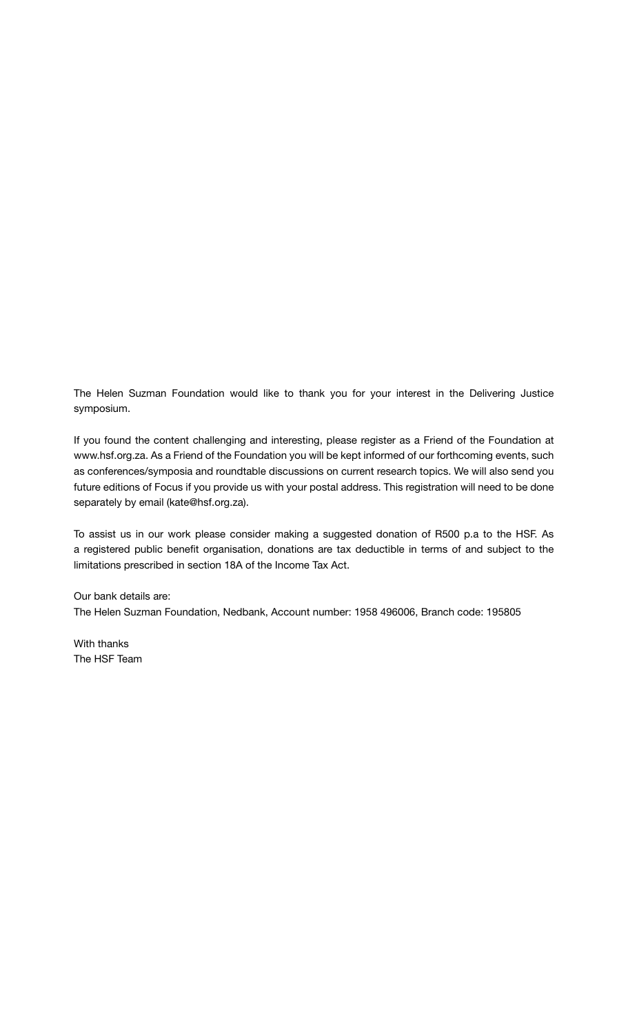The Helen Suzman Foundation would like to thank you for your interest in the Delivering Justice symposium.

If you found the content challenging and interesting, please register as a Friend of the Foundation at www.hsf.org.za. As a Friend of the Foundation you will be kept informed of our forthcoming events, such as conferences/symposia and roundtable discussions on current research topics. We will also send you future editions of Focus if you provide us with your postal address. This registration will need to be done separately by email (kate@hsf.org.za).

To assist us in our work please consider making a suggested donation of R500 p.a to the HSF. As a registered public benefit organisation, donations are tax deductible in terms of and subject to the limitations prescribed in section 18A of the Income Tax Act.

Our bank details are:
The Helen Suzman Foundation, Nedbank, Account number: 1958 496006, Branch code: 195805

With thanks
The HSF Team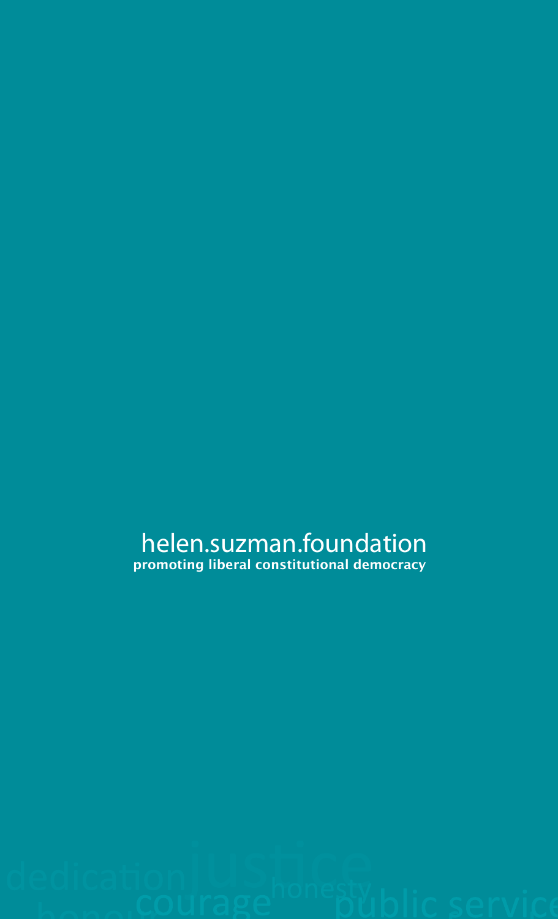helen.suzman.foundation

**promoting liberal constitutional democracy**

dedication justice honour courage honesty public service